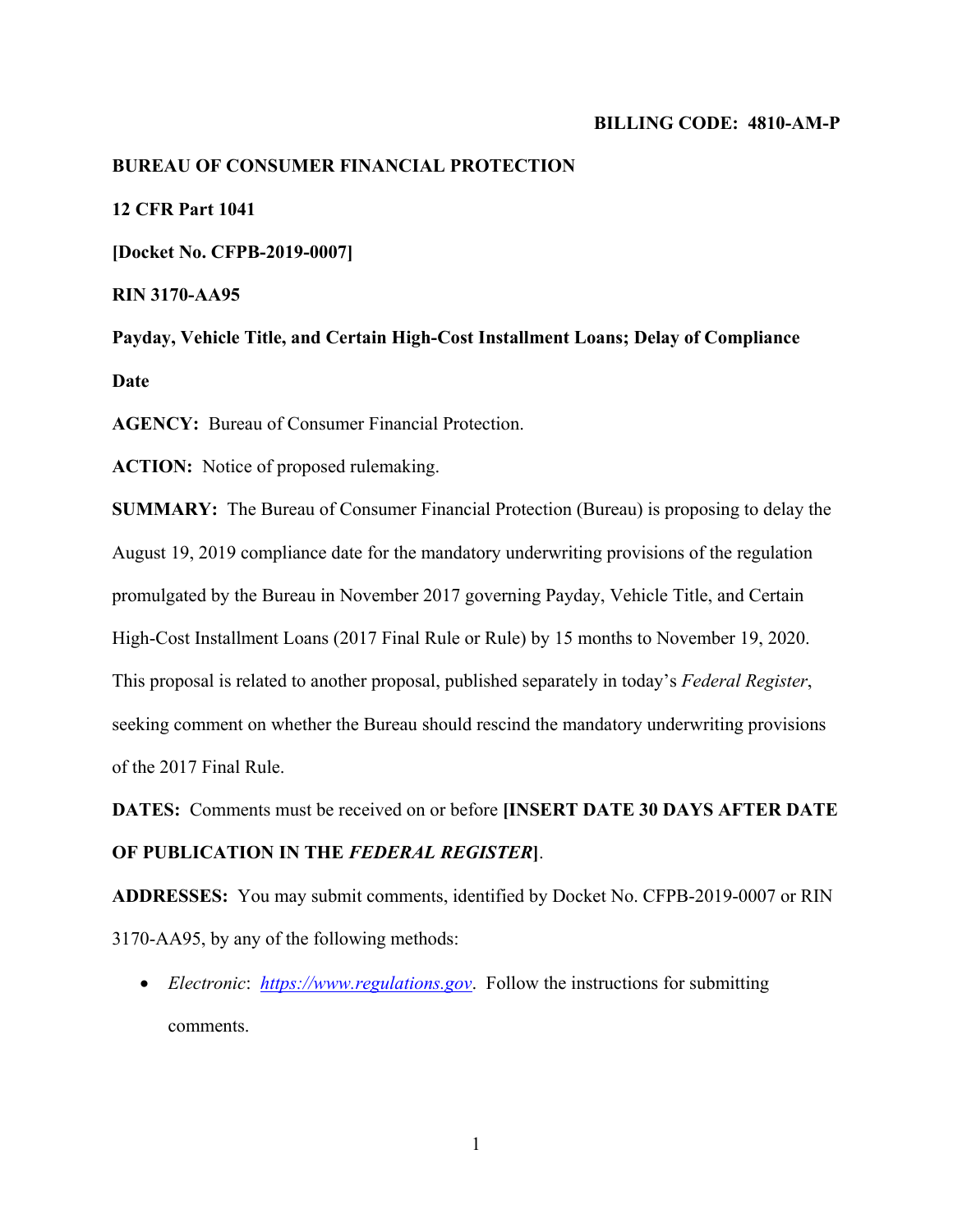**BILLING CODE: 4810-AM-P**

**BUREAU OF CONSUMER FINANCIAL PROTECTION**

**12 CFR Part 1041**

**[Docket No. CFPB-2019-0007]**

**RIN 3170-AA95**

**Payday, Vehicle Title, and Certain High-Cost Installment Loans; Delay of Compliance Date**

**AGENCY:** Bureau of Consumer Financial Protection.

**ACTION:** Notice of proposed rulemaking.

**SUMMARY:** The Bureau of Consumer Financial Protection (Bureau) is proposing to delay the August 19, 2019 compliance date for the mandatory underwriting provisions of the regulation promulgated by the Bureau in November 2017 governing Payday, Vehicle Title, and Certain High-Cost Installment Loans (2017 Final Rule or Rule) by 15 months to November 19, 2020. This proposal is related to another proposal, published separately in today's *Federal Register*, seeking comment on whether the Bureau should rescind the mandatory underwriting provisions of the 2017 Final Rule.

**DATES:** Comments must be received on or before **[INSERT DATE 30 DAYS AFTER DATE OF PUBLICATION IN THE *FEDERAL REGISTER*]**.

**ADDRESSES:** You may submit comments, identified by Docket No. CFPB-2019-0007 or RIN 3170-AA95, by any of the following methods:

- *Electronic*: [https://www.regulations.gov](https://www.regulations.gov). Follow the instructions for submitting comments.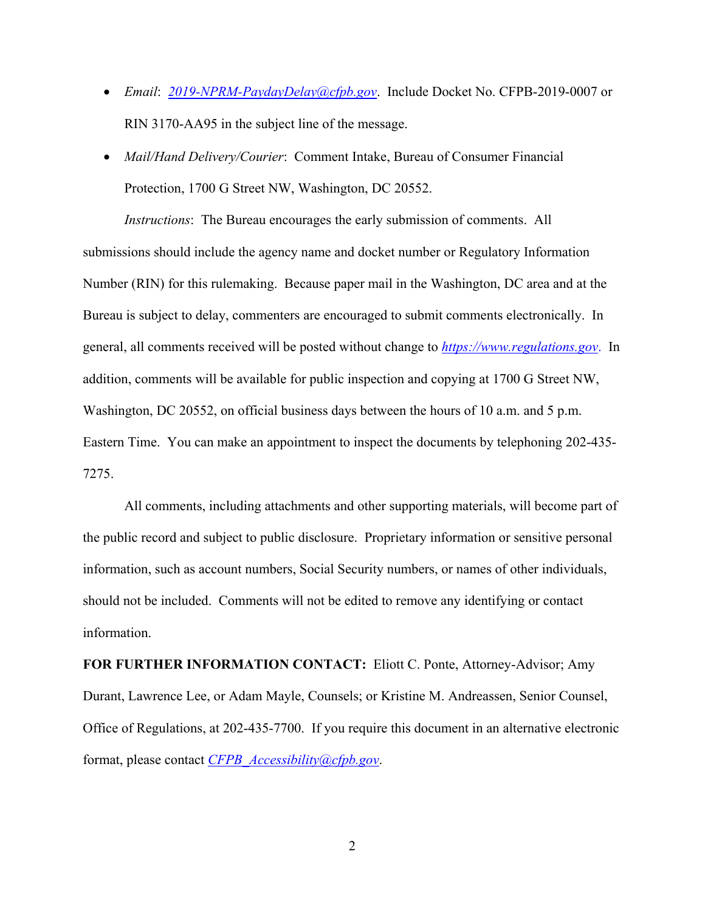- *Email*: [2019-NPRM-PaydayDelay@cfpb.gov](mailto:2019-NPRM-PaydayDelay@cfpb.gov). Include Docket No. CFPB-2019-0007 or RIN 3170-AA95 in the subject line of the message.
- *Mail/Hand Delivery/Courier*: Comment Intake, Bureau of Consumer Financial Protection, 1700 G Street NW, Washington, DC 20552.

*Instructions*: The Bureau encourages the early submission of comments. All submissions should include the agency name and docket number or Regulatory Information Number (RIN) for this rulemaking. Because paper mail in the Washington, DC area and at the Bureau is subject to delay, commenters are encouraged to submit comments electronically. In general, all comments received will be posted without change to *[https://www.regulations.gov](https://www.regulations.gov)*. In addition, comments will be available for public inspection and copying at 1700 G Street NW, Washington, DC 20552, on official business days between the hours of 10 a.m. and 5 p.m. Eastern Time. You can make an appointment to inspect the documents by telephoning 202-435-7275.

All comments, including attachments and other supporting materials, will become part of the public record and subject to public disclosure. Proprietary information or sensitive personal information, such as account numbers, Social Security numbers, or names of other individuals, should not be included. Comments will not be edited to remove any identifying or contact information.

**FOR FURTHER INFORMATION CONTACT:** Eliott C. Ponte, Attorney-Advisor; Amy Durant, Lawrence Lee, or Adam Mayle, Counsels; or Kristine M. Andreassen, Senior Counsel, Office of Regulations, at 202-435-7700. If you require this document in an alternative electronic format, please contact *[CFPB_Accessibility@cfpb.gov](mailto:CFPB_Accessibility@cfpb.gov)*.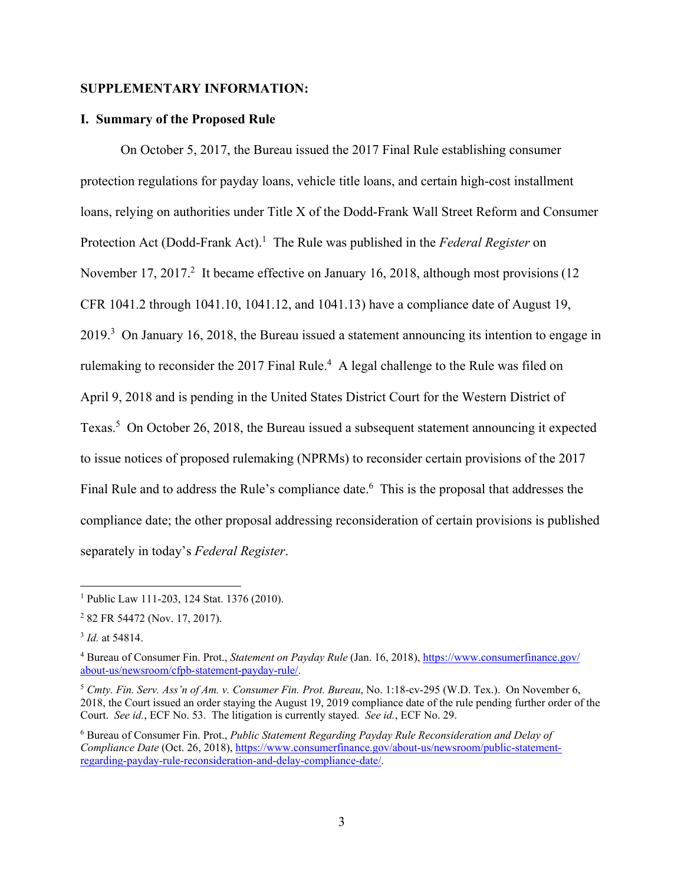**SUPPLEMENTARY INFORMATION:**

**I. Summary of the Proposed Rule**

On October 5, 2017, the Bureau issued the 2017 Final Rule establishing consumer protection regulations for payday loans, vehicle title loans, and certain high-cost installment loans, relying on authorities under Title X of the Dodd-Frank Wall Street Reform and Consumer Protection Act (Dodd-Frank Act).[1] The Rule was published in the *Federal Register* on November 17, 2017.[2] It became effective on January 16, 2018, although most provisions (12 CFR 1041.2 through 1041.10, 1041.12, and 1041.13) have a compliance date of August 19, 2019.[3] On January 16, 2018, the Bureau issued a statement announcing its intention to engage in rulemaking to reconsider the 2017 Final Rule.[4] A legal challenge to the Rule was filed on April 9, 2018 and is pending in the United States District Court for the Western District of Texas.[5] On October 26, 2018, the Bureau issued a subsequent statement announcing it expected to issue notices of proposed rulemaking (NPRMs) to reconsider certain provisions of the 2017 Final Rule and to address the Rule's compliance date.[6] This is the proposal that addresses the compliance date; the other proposal addressing reconsideration of certain provisions is published separately in today's *Federal Register*.

---

[1] Public Law 111-203, 124 Stat. 1376 (2010).

[2] 82 FR 54472 (Nov. 17, 2017).

[3] *Id.* at 54814.

[4] Bureau of Consumer Fin. Prot., *Statement on Payday Rule* (Jan. 16, 2018), https://www.consumerfinance.gov/about-us/newsroom/cfpb-statement-payday-rule/.

[5] *Cmty. Fin. Serv. Ass'n of Am. v. Consumer Fin. Prot. Bureau*, No. 1:18-cv-295 (W.D. Tex.). On November 6, 2018, the Court issued an order staying the August 19, 2019 compliance date of the rule pending further order of the Court. *See id.*, ECF No. 53. The litigation is currently stayed. *See id.*, ECF No. 29.

[6] Bureau of Consumer Fin. Prot., *Public Statement Regarding Payday Rule Reconsideration and Delay of Compliance Date* (Oct. 26, 2018), https://www.consumerfinance.gov/about-us/newsroom/public-statement-regarding-payday-rule-reconsideration-and-delay-compliance-date/.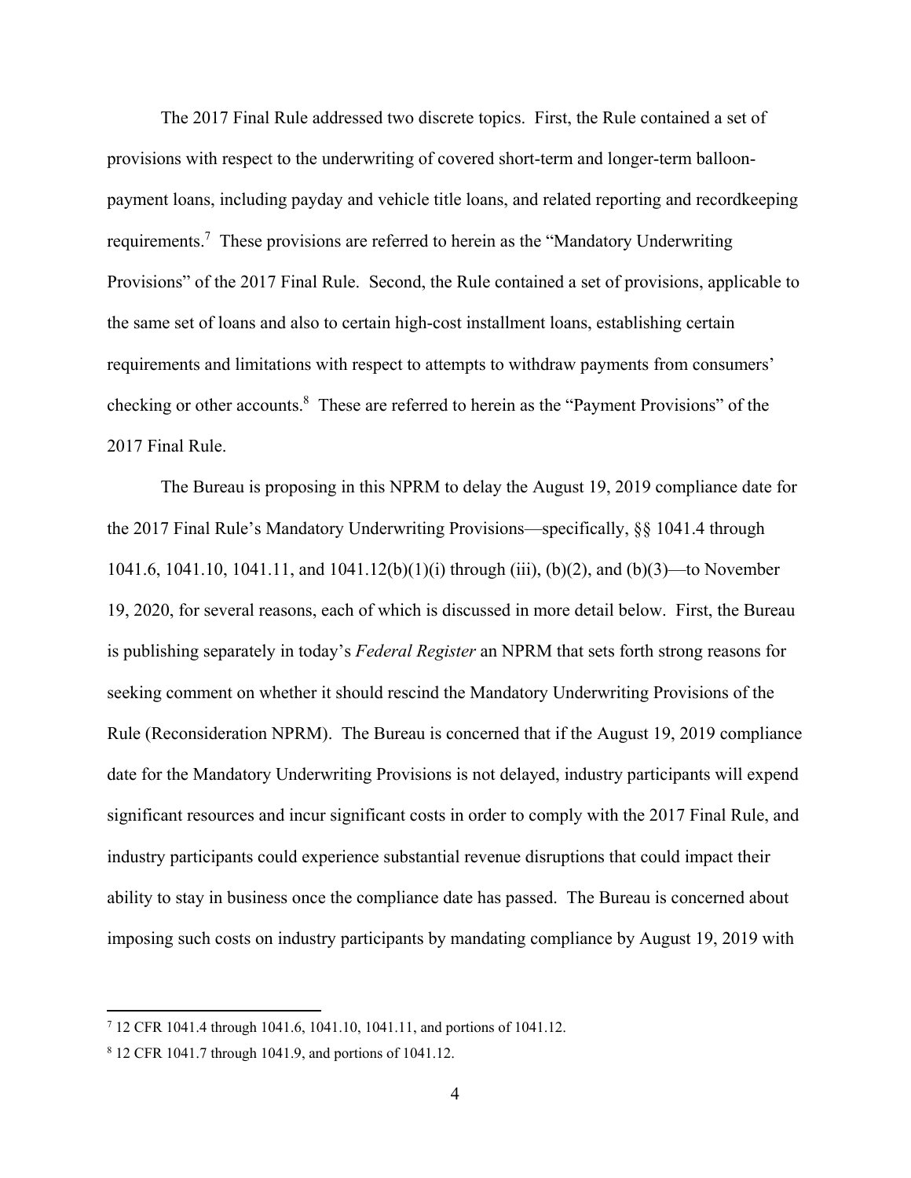The 2017 Final Rule addressed two discrete topics. First, the Rule contained a set of provisions with respect to the underwriting of covered short-term and longer-term balloon-payment loans, including payday and vehicle title loans, and related reporting and recordkeeping requirements.[7] These provisions are referred to herein as the "Mandatory Underwriting Provisions" of the 2017 Final Rule. Second, the Rule contained a set of provisions, applicable to the same set of loans and also to certain high-cost installment loans, establishing certain requirements and limitations with respect to attempts to withdraw payments from consumers' checking or other accounts.[8] These are referred to herein as the "Payment Provisions" of the 2017 Final Rule.

The Bureau is proposing in this NPRM to delay the August 19, 2019 compliance date for the 2017 Final Rule's Mandatory Underwriting Provisions—specifically, §§ 1041.4 through 1041.6, 1041.10, 1041.11, and 1041.12(b)(1)(i) through (iii), (b)(2), and (b)(3)—to November 19, 2020, for several reasons, each of which is discussed in more detail below. First, the Bureau is publishing separately in today's *Federal Register* an NPRM that sets forth strong reasons for seeking comment on whether it should rescind the Mandatory Underwriting Provisions of the Rule (Reconsideration NPRM). The Bureau is concerned that if the August 19, 2019 compliance date for the Mandatory Underwriting Provisions is not delayed, industry participants will expend significant resources and incur significant costs in order to comply with the 2017 Final Rule, and industry participants could experience substantial revenue disruptions that could impact their ability to stay in business once the compliance date has passed. The Bureau is concerned about imposing such costs on industry participants by mandating compliance by August 19, 2019 with

---

[7] 12 CFR 1041.4 through 1041.6, 1041.10, 1041.11, and portions of 1041.12.

[8] 12 CFR 1041.7 through 1041.9, and portions of 1041.12.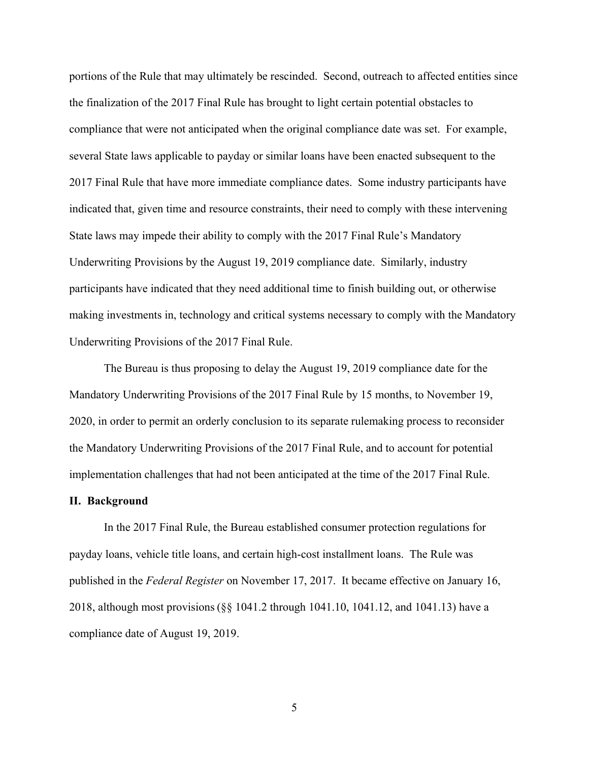portions of the Rule that may ultimately be rescinded. Second, outreach to affected entities since the finalization of the 2017 Final Rule has brought to light certain potential obstacles to compliance that were not anticipated when the original compliance date was set. For example, several State laws applicable to payday or similar loans have been enacted subsequent to the 2017 Final Rule that have more immediate compliance dates. Some industry participants have indicated that, given time and resource constraints, their need to comply with these intervening State laws may impede their ability to comply with the 2017 Final Rule's Mandatory Underwriting Provisions by the August 19, 2019 compliance date. Similarly, industry participants have indicated that they need additional time to finish building out, or otherwise making investments in, technology and critical systems necessary to comply with the Mandatory Underwriting Provisions of the 2017 Final Rule.

The Bureau is thus proposing to delay the August 19, 2019 compliance date for the Mandatory Underwriting Provisions of the 2017 Final Rule by 15 months, to November 19, 2020, in order to permit an orderly conclusion to its separate rulemaking process to reconsider the Mandatory Underwriting Provisions of the 2017 Final Rule, and to account for potential implementation challenges that had not been anticipated at the time of the 2017 Final Rule.

## II. Background

In the 2017 Final Rule, the Bureau established consumer protection regulations for payday loans, vehicle title loans, and certain high-cost installment loans. The Rule was published in the *Federal Register* on November 17, 2017. It became effective on January 16, 2018, although most provisions (§§ 1041.2 through 1041.10, 1041.12, and 1041.13) have a compliance date of August 19, 2019.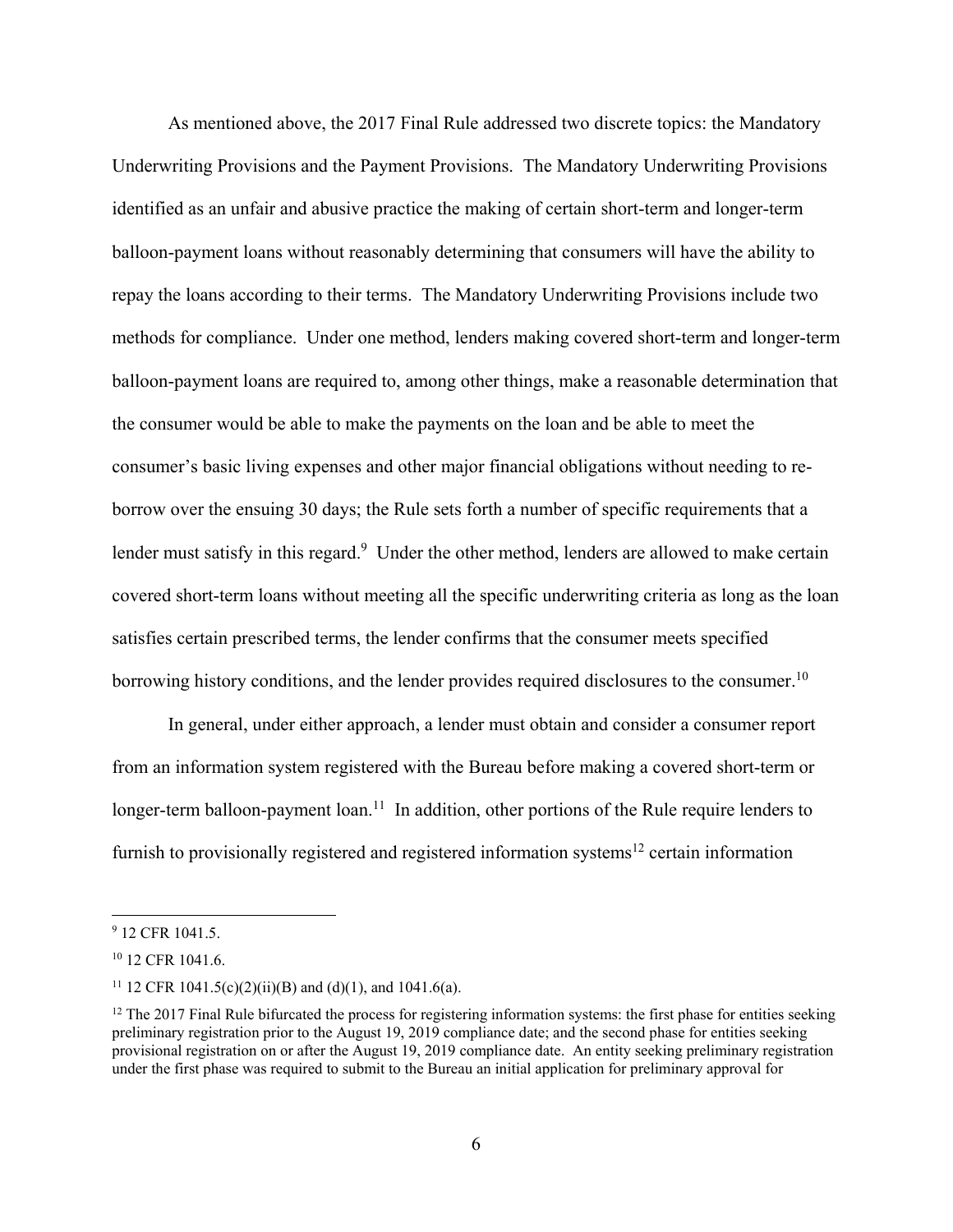As mentioned above, the 2017 Final Rule addressed two discrete topics: the Mandatory Underwriting Provisions and the Payment Provisions. The Mandatory Underwriting Provisions identified as an unfair and abusive practice the making of certain short-term and longer-term balloon-payment loans without reasonably determining that consumers will have the ability to repay the loans according to their terms. The Mandatory Underwriting Provisions include two methods for compliance. Under one method, lenders making covered short-term and longer-term balloon-payment loans are required to, among other things, make a reasonable determination that the consumer would be able to make the payments on the loan and be able to meet the consumer's basic living expenses and other major financial obligations without needing to re-borrow over the ensuing 30 days; the Rule sets forth a number of specific requirements that a lender must satisfy in this regard.[9] Under the other method, lenders are allowed to make certain covered short-term loans without meeting all the specific underwriting criteria as long as the loan satisfies certain prescribed terms, the lender confirms that the consumer meets specified borrowing history conditions, and the lender provides required disclosures to the consumer.[10]

In general, under either approach, a lender must obtain and consider a consumer report from an information system registered with the Bureau before making a covered short-term or longer-term balloon-payment loan.[11] In addition, other portions of the Rule require lenders to furnish to provisionally registered and registered information systems[12] certain information

---

[9] 12 CFR 1041.5.

[10] 12 CFR 1041.6.

[11] 12 CFR 1041.5(c)(2)(ii)(B) and (d)(1), and 1041.6(a).

[12] The 2017 Final Rule bifurcated the process for registering information systems: the first phase for entities seeking preliminary registration prior to the August 19, 2019 compliance date; and the second phase for entities seeking provisional registration on or after the August 19, 2019 compliance date. An entity seeking preliminary registration under the first phase was required to submit to the Bureau an initial application for preliminary approval for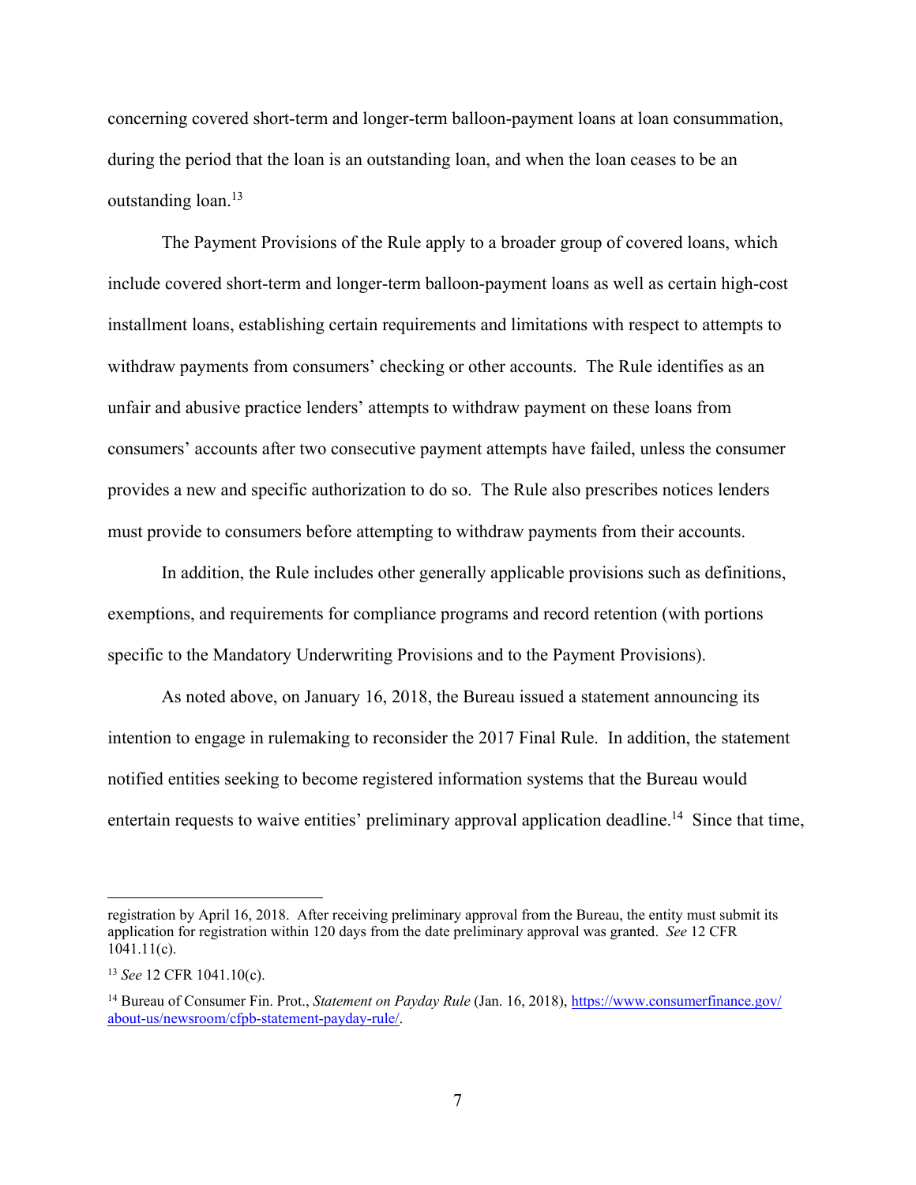concerning covered short-term and longer-term balloon-payment loans at loan consummation, during the period that the loan is an outstanding loan, and when the loan ceases to be an outstanding loan.[13]

The Payment Provisions of the Rule apply to a broader group of covered loans, which include covered short-term and longer-term balloon-payment loans as well as certain high-cost installment loans, establishing certain requirements and limitations with respect to attempts to withdraw payments from consumers' checking or other accounts. The Rule identifies as an unfair and abusive practice lenders' attempts to withdraw payment on these loans from consumers' accounts after two consecutive payment attempts have failed, unless the consumer provides a new and specific authorization to do so. The Rule also prescribes notices lenders must provide to consumers before attempting to withdraw payments from their accounts.

In addition, the Rule includes other generally applicable provisions such as definitions, exemptions, and requirements for compliance programs and record retention (with portions specific to the Mandatory Underwriting Provisions and to the Payment Provisions).

As noted above, on January 16, 2018, the Bureau issued a statement announcing its intention to engage in rulemaking to reconsider the 2017 Final Rule. In addition, the statement notified entities seeking to become registered information systems that the Bureau would entertain requests to waive entities' preliminary approval application deadline.[14] Since that time,

---

registration by April 16, 2018. After receiving preliminary approval from the Bureau, the entity must submit its application for registration within 120 days from the date preliminary approval was granted. *See* 12 CFR 1041.11(c).

[13] *See* 12 CFR 1041.10(c).

[14] Bureau of Consumer Fin. Prot., *Statement on Payday Rule* (Jan. 16, 2018), https://www.consumerfinance.gov/about-us/newsroom/cfpb-statement-payday-rule/.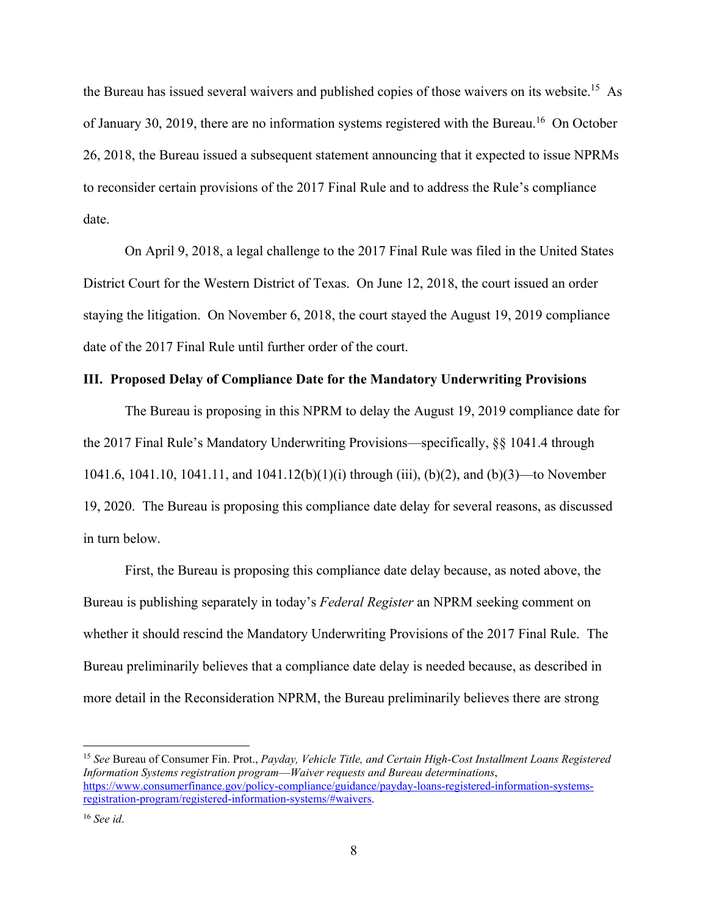the Bureau has issued several waivers and published copies of those waivers on its website.[15] As of January 30, 2019, there are no information systems registered with the Bureau.[16] On October 26, 2018, the Bureau issued a subsequent statement announcing that it expected to issue NPRMs to reconsider certain provisions of the 2017 Final Rule and to address the Rule's compliance date.

On April 9, 2018, a legal challenge to the 2017 Final Rule was filed in the United States District Court for the Western District of Texas. On June 12, 2018, the court issued an order staying the litigation. On November 6, 2018, the court stayed the August 19, 2019 compliance date of the 2017 Final Rule until further order of the court.

## III. Proposed Delay of Compliance Date for the Mandatory Underwriting Provisions

The Bureau is proposing in this NPRM to delay the August 19, 2019 compliance date for the 2017 Final Rule's Mandatory Underwriting Provisions—specifically, §§ 1041.4 through 1041.6, 1041.10, 1041.11, and 1041.12(b)(1)(i) through (iii), (b)(2), and (b)(3)—to November 19, 2020. The Bureau is proposing this compliance date delay for several reasons, as discussed in turn below.

First, the Bureau is proposing this compliance date delay because, as noted above, the Bureau is publishing separately in today's *Federal Register* an NPRM seeking comment on whether it should rescind the Mandatory Underwriting Provisions of the 2017 Final Rule. The Bureau preliminarily believes that a compliance date delay is needed because, as described in more detail in the Reconsideration NPRM, the Bureau preliminarily believes there are strong

---

[15] *See* Bureau of Consumer Fin. Prot., *Payday, Vehicle Title, and Certain High-Cost Installment Loans Registered Information Systems registration program—Waiver requests and Bureau determinations*, https://www.consumerfinance.gov/policy-compliance/guidance/payday-loans-registered-information-systems-registration-program/registered-information-systems/#waivers.

[16] *See id*.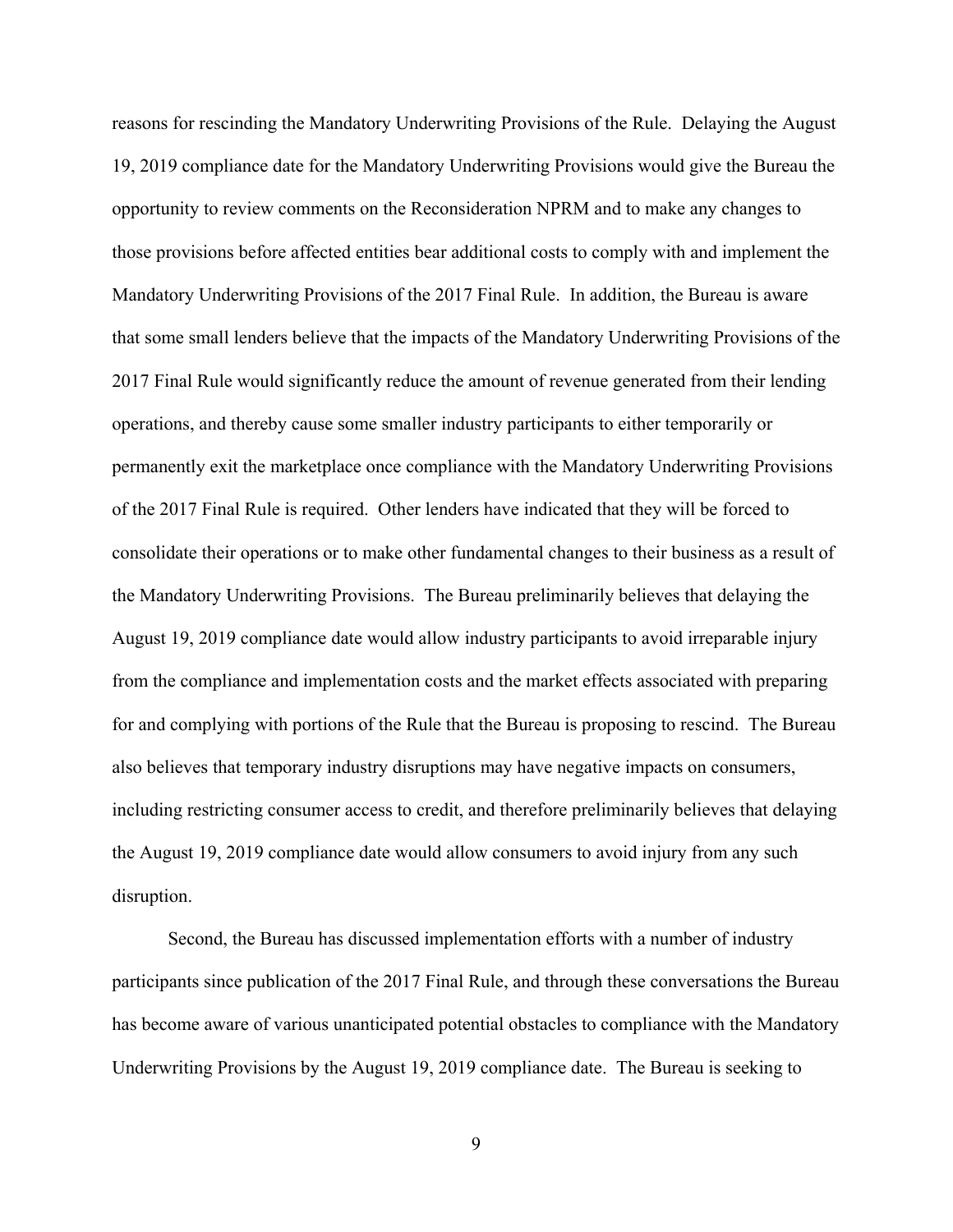reasons for rescinding the Mandatory Underwriting Provisions of the Rule. Delaying the August 19, 2019 compliance date for the Mandatory Underwriting Provisions would give the Bureau the opportunity to review comments on the Reconsideration NPRM and to make any changes to those provisions before affected entities bear additional costs to comply with and implement the Mandatory Underwriting Provisions of the 2017 Final Rule. In addition, the Bureau is aware that some small lenders believe that the impacts of the Mandatory Underwriting Provisions of the 2017 Final Rule would significantly reduce the amount of revenue generated from their lending operations, and thereby cause some smaller industry participants to either temporarily or permanently exit the marketplace once compliance with the Mandatory Underwriting Provisions of the 2017 Final Rule is required. Other lenders have indicated that they will be forced to consolidate their operations or to make other fundamental changes to their business as a result of the Mandatory Underwriting Provisions. The Bureau preliminarily believes that delaying the August 19, 2019 compliance date would allow industry participants to avoid irreparable injury from the compliance and implementation costs and the market effects associated with preparing for and complying with portions of the Rule that the Bureau is proposing to rescind. The Bureau also believes that temporary industry disruptions may have negative impacts on consumers, including restricting consumer access to credit, and therefore preliminarily believes that delaying the August 19, 2019 compliance date would allow consumers to avoid injury from any such disruption.

Second, the Bureau has discussed implementation efforts with a number of industry participants since publication of the 2017 Final Rule, and through these conversations the Bureau has become aware of various unanticipated potential obstacles to compliance with the Mandatory Underwriting Provisions by the August 19, 2019 compliance date. The Bureau is seeking to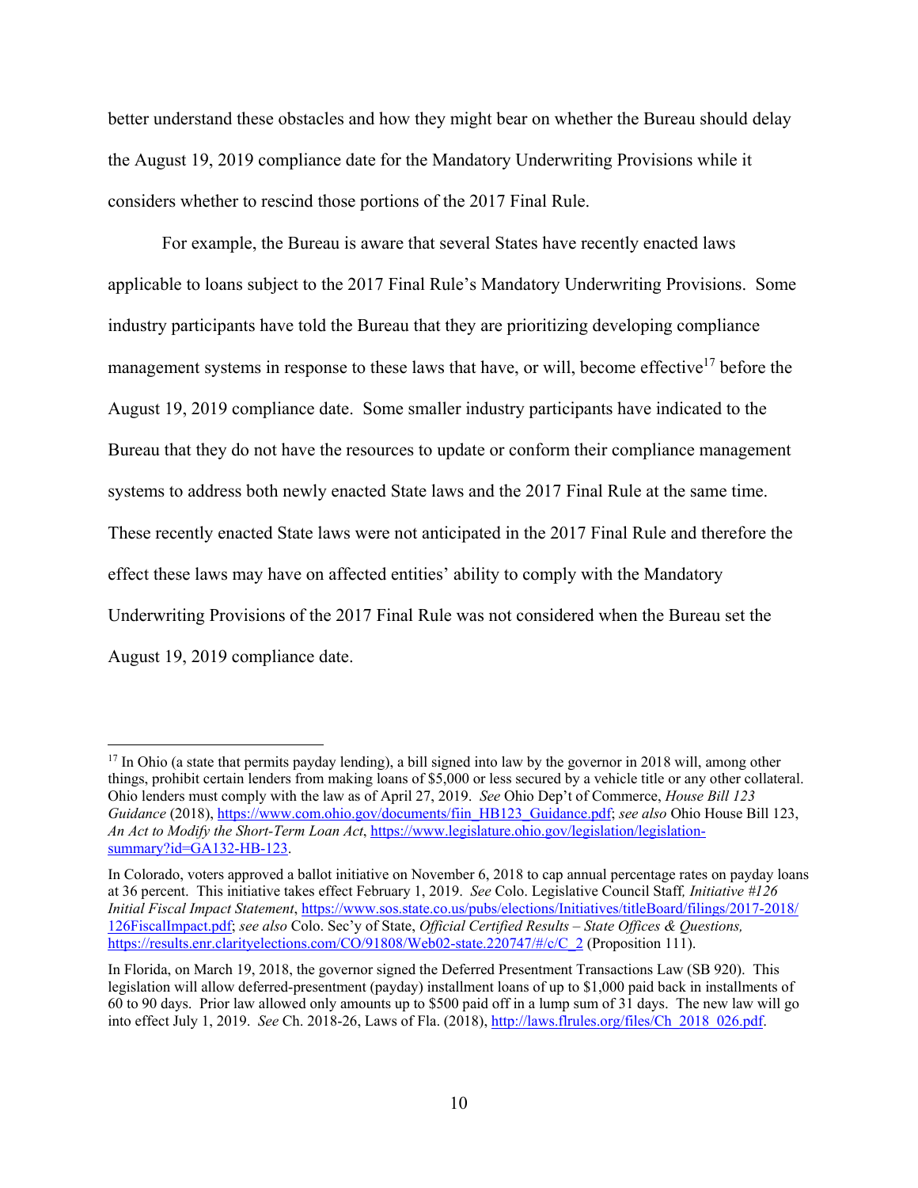better understand these obstacles and how they might bear on whether the Bureau should delay the August 19, 2019 compliance date for the Mandatory Underwriting Provisions while it considers whether to rescind those portions of the 2017 Final Rule.

For example, the Bureau is aware that several States have recently enacted laws applicable to loans subject to the 2017 Final Rule's Mandatory Underwriting Provisions. Some industry participants have told the Bureau that they are prioritizing developing compliance management systems in response to these laws that have, or will, become effective[17] before the August 19, 2019 compliance date. Some smaller industry participants have indicated to the Bureau that they do not have the resources to update or conform their compliance management systems to address both newly enacted State laws and the 2017 Final Rule at the same time. These recently enacted State laws were not anticipated in the 2017 Final Rule and therefore the effect these laws may have on affected entities' ability to comply with the Mandatory Underwriting Provisions of the 2017 Final Rule was not considered when the Bureau set the August 19, 2019 compliance date.

---

[17] In Ohio (a state that permits payday lending), a bill signed into law by the governor in 2018 will, among other things, prohibit certain lenders from making loans of $5,000 or less secured by a vehicle title or any other collateral. Ohio lenders must comply with the law as of April 27, 2019. *See* Ohio Dep't of Commerce, *House Bill 123 Guidance* (2018), https://www.com.ohio.gov/documents/fiin_HB123_Guidance.pdf; *see also* Ohio House Bill 123, *An Act to Modify the Short-Term Loan Act*, https://www.legislature.ohio.gov/legislation/legislation-summary?id=GA132-HB-123.

In Colorado, voters approved a ballot initiative on November 6, 2018 to cap annual percentage rates on payday loans at 36 percent. This initiative takes effect February 1, 2019. *See* Colo. Legislative Council Staff*, Initiative #126 Initial Fiscal Impact Statement*, https://www.sos.state.co.us/pubs/elections/Initiatives/titleBoard/filings/2017-2018/126FiscalImpact.pdf; *see also* Colo. Sec'y of State, *Official Certified Results – State Offices & Questions,* https://results.enr.clarityelections.com/CO/91808/Web02-state.220747/#/c/C_2 (Proposition 111).

In Florida, on March 19, 2018, the governor signed the Deferred Presentment Transactions Law (SB 920). This legislation will allow deferred-presentment (payday) installment loans of up to $1,000 paid back in installments of 60 to 90 days. Prior law allowed only amounts up to $500 paid off in a lump sum of 31 days. The new law will go into effect July 1, 2019. *See* Ch. 2018-26, Laws of Fla. (2018), http://laws.flrules.org/files/Ch_2018_026.pdf.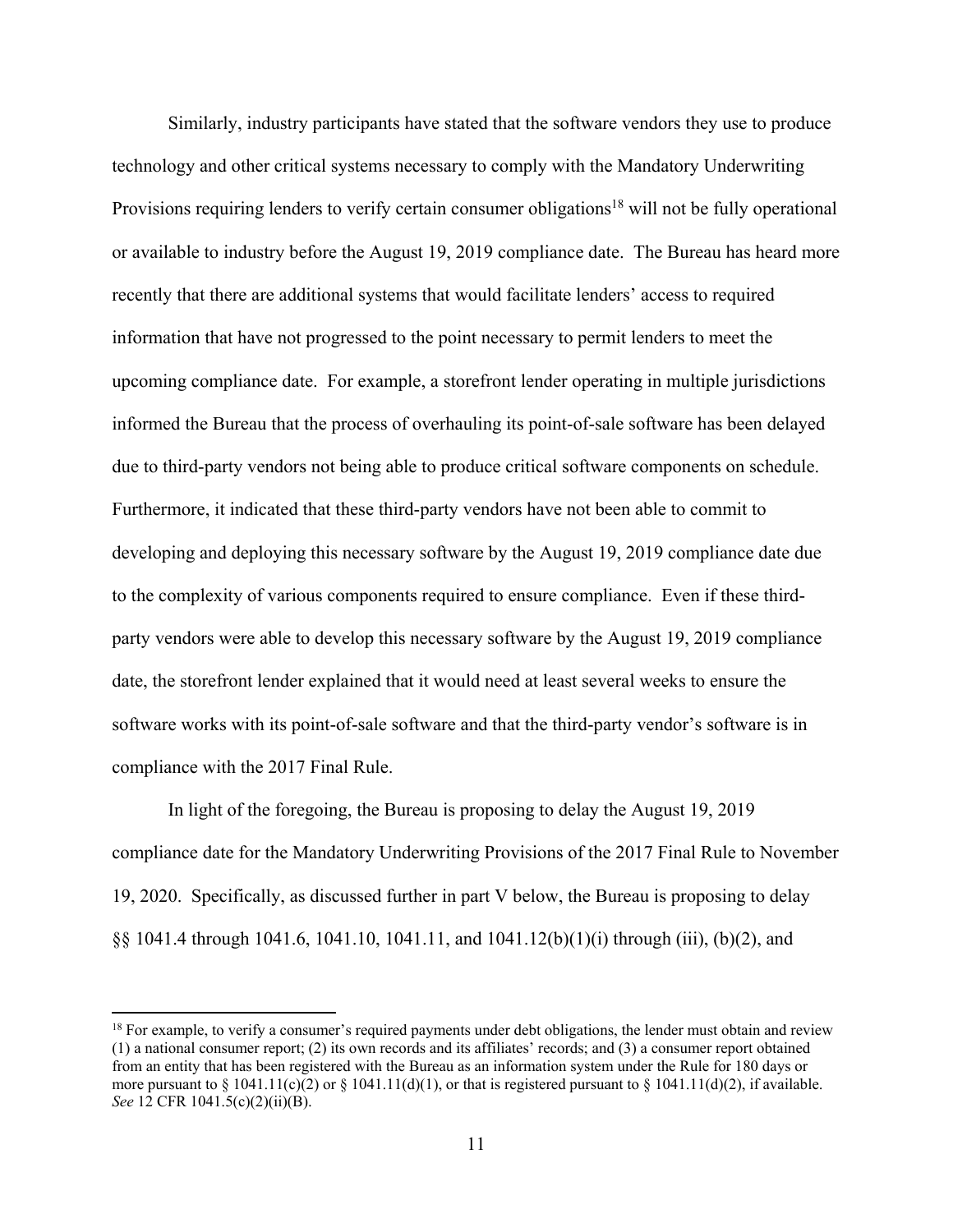Similarly, industry participants have stated that the software vendors they use to produce technology and other critical systems necessary to comply with the Mandatory Underwriting Provisions requiring lenders to verify certain consumer obligations[18] will not be fully operational or available to industry before the August 19, 2019 compliance date. The Bureau has heard more recently that there are additional systems that would facilitate lenders' access to required information that have not progressed to the point necessary to permit lenders to meet the upcoming compliance date. For example, a storefront lender operating in multiple jurisdictions informed the Bureau that the process of overhauling its point-of-sale software has been delayed due to third-party vendors not being able to produce critical software components on schedule. Furthermore, it indicated that these third-party vendors have not been able to commit to developing and deploying this necessary software by the August 19, 2019 compliance date due to the complexity of various components required to ensure compliance. Even if these third-party vendors were able to develop this necessary software by the August 19, 2019 compliance date, the storefront lender explained that it would need at least several weeks to ensure the software works with its point-of-sale software and that the third-party vendor's software is in compliance with the 2017 Final Rule.

In light of the foregoing, the Bureau is proposing to delay the August 19, 2019 compliance date for the Mandatory Underwriting Provisions of the 2017 Final Rule to November 19, 2020. Specifically, as discussed further in part V below, the Bureau is proposing to delay §§ 1041.4 through 1041.6, 1041.10, 1041.11, and 1041.12(b)(1)(i) through (iii), (b)(2), and

---

[18] For example, to verify a consumer's required payments under debt obligations, the lender must obtain and review (1) a national consumer report; (2) its own records and its affiliates' records; and (3) a consumer report obtained from an entity that has been registered with the Bureau as an information system under the Rule for 180 days or more pursuant to § 1041.11(c)(2) or § 1041.11(d)(1), or that is registered pursuant to § 1041.11(d)(2), if available. *See* 12 CFR 1041.5(c)(2)(ii)(B).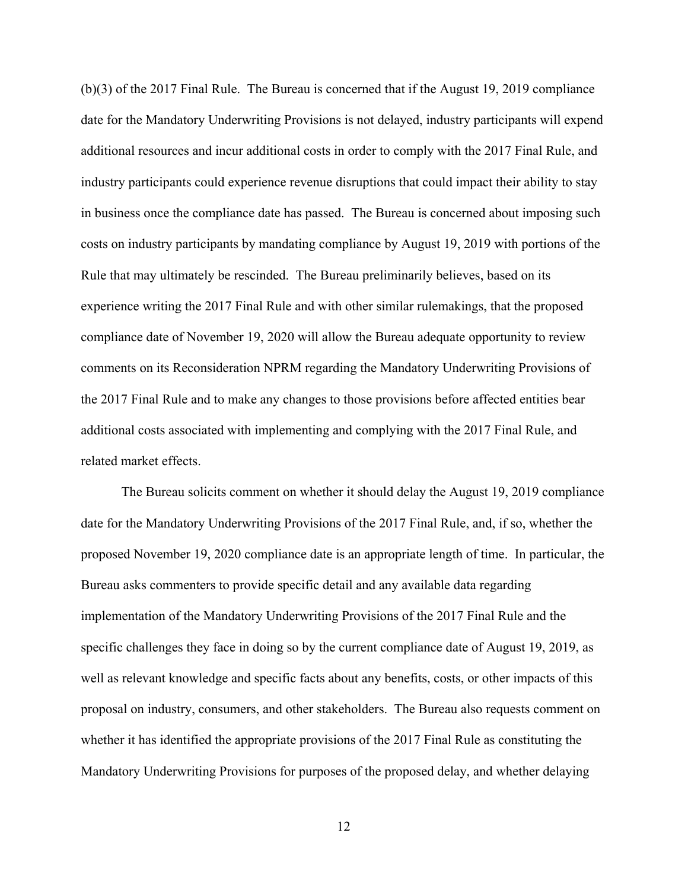(b)(3) of the 2017 Final Rule. The Bureau is concerned that if the August 19, 2019 compliance date for the Mandatory Underwriting Provisions is not delayed, industry participants will expend additional resources and incur additional costs in order to comply with the 2017 Final Rule, and industry participants could experience revenue disruptions that could impact their ability to stay in business once the compliance date has passed. The Bureau is concerned about imposing such costs on industry participants by mandating compliance by August 19, 2019 with portions of the Rule that may ultimately be rescinded. The Bureau preliminarily believes, based on its experience writing the 2017 Final Rule and with other similar rulemakings, that the proposed compliance date of November 19, 2020 will allow the Bureau adequate opportunity to review comments on its Reconsideration NPRM regarding the Mandatory Underwriting Provisions of the 2017 Final Rule and to make any changes to those provisions before affected entities bear additional costs associated with implementing and complying with the 2017 Final Rule, and related market effects.

The Bureau solicits comment on whether it should delay the August 19, 2019 compliance date for the Mandatory Underwriting Provisions of the 2017 Final Rule, and, if so, whether the proposed November 19, 2020 compliance date is an appropriate length of time. In particular, the Bureau asks commenters to provide specific detail and any available data regarding implementation of the Mandatory Underwriting Provisions of the 2017 Final Rule and the specific challenges they face in doing so by the current compliance date of August 19, 2019, as well as relevant knowledge and specific facts about any benefits, costs, or other impacts of this proposal on industry, consumers, and other stakeholders. The Bureau also requests comment on whether it has identified the appropriate provisions of the 2017 Final Rule as constituting the Mandatory Underwriting Provisions for purposes of the proposed delay, and whether delaying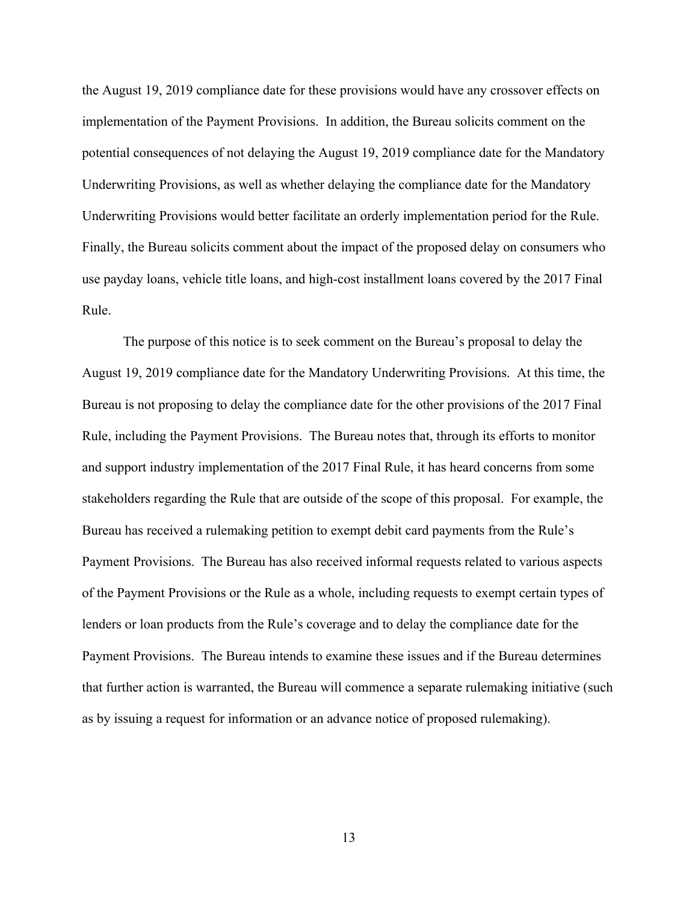the August 19, 2019 compliance date for these provisions would have any crossover effects on implementation of the Payment Provisions. In addition, the Bureau solicits comment on the potential consequences of not delaying the August 19, 2019 compliance date for the Mandatory Underwriting Provisions, as well as whether delaying the compliance date for the Mandatory Underwriting Provisions would better facilitate an orderly implementation period for the Rule. Finally, the Bureau solicits comment about the impact of the proposed delay on consumers who use payday loans, vehicle title loans, and high-cost installment loans covered by the 2017 Final Rule.

The purpose of this notice is to seek comment on the Bureau's proposal to delay the August 19, 2019 compliance date for the Mandatory Underwriting Provisions. At this time, the Bureau is not proposing to delay the compliance date for the other provisions of the 2017 Final Rule, including the Payment Provisions. The Bureau notes that, through its efforts to monitor and support industry implementation of the 2017 Final Rule, it has heard concerns from some stakeholders regarding the Rule that are outside of the scope of this proposal. For example, the Bureau has received a rulemaking petition to exempt debit card payments from the Rule's Payment Provisions. The Bureau has also received informal requests related to various aspects of the Payment Provisions or the Rule as a whole, including requests to exempt certain types of lenders or loan products from the Rule's coverage and to delay the compliance date for the Payment Provisions. The Bureau intends to examine these issues and if the Bureau determines that further action is warranted, the Bureau will commence a separate rulemaking initiative (such as by issuing a request for information or an advance notice of proposed rulemaking).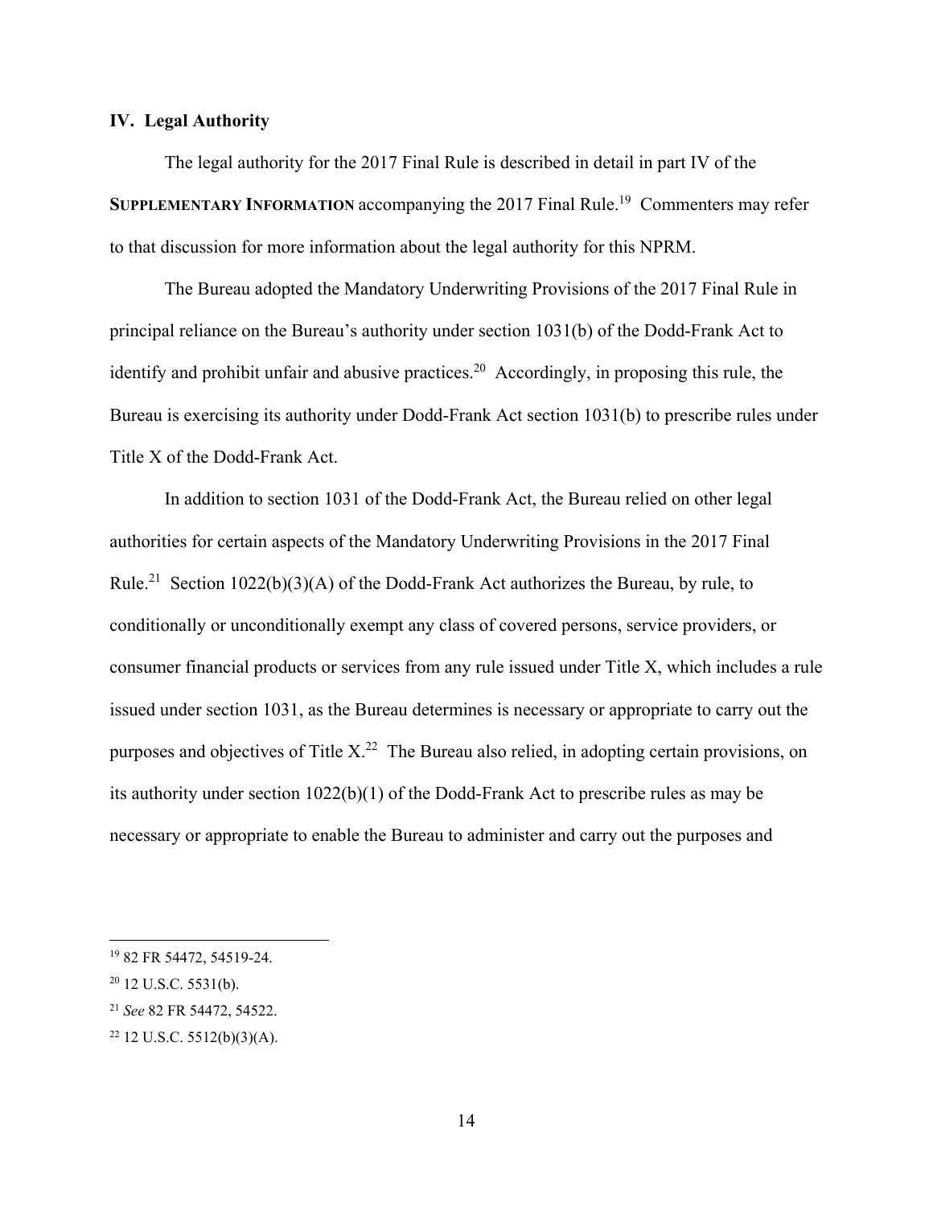## IV. Legal Authority

The legal authority for the 2017 Final Rule is described in detail in part IV of the **SUPPLEMENTARY INFORMATION** accompanying the 2017 Final Rule.[19] Commenters may refer to that discussion for more information about the legal authority for this NPRM.

The Bureau adopted the Mandatory Underwriting Provisions of the 2017 Final Rule in principal reliance on the Bureau's authority under section 1031(b) of the Dodd-Frank Act to identify and prohibit unfair and abusive practices.[20] Accordingly, in proposing this rule, the Bureau is exercising its authority under Dodd-Frank Act section 1031(b) to prescribe rules under Title X of the Dodd-Frank Act.

In addition to section 1031 of the Dodd-Frank Act, the Bureau relied on other legal authorities for certain aspects of the Mandatory Underwriting Provisions in the 2017 Final Rule.[21] Section 1022(b)(3)(A) of the Dodd-Frank Act authorizes the Bureau, by rule, to conditionally or unconditionally exempt any class of covered persons, service providers, or consumer financial products or services from any rule issued under Title X, which includes a rule issued under section 1031, as the Bureau determines is necessary or appropriate to carry out the purposes and objectives of Title X.[22] The Bureau also relied, in adopting certain provisions, on its authority under section 1022(b)(1) of the Dodd-Frank Act to prescribe rules as may be necessary or appropriate to enable the Bureau to administer and carry out the purposes and

---

[19] 82 FR 54472, 54519-24.

[20] 12 U.S.C. 5531(b).

[21] *See* 82 FR 54472, 54522.

[22] 12 U.S.C. 5512(b)(3)(A).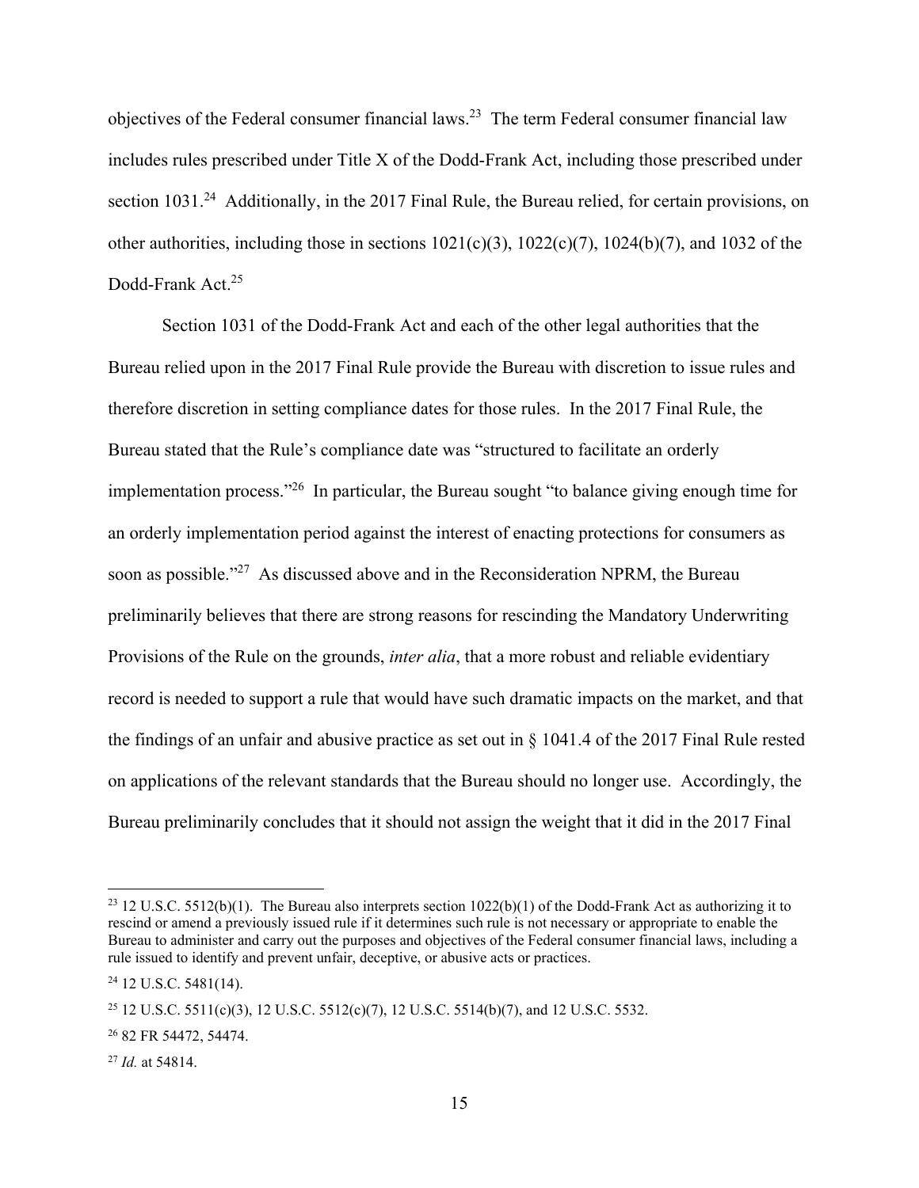objectives of the Federal consumer financial laws.[23] The term Federal consumer financial law includes rules prescribed under Title X of the Dodd-Frank Act, including those prescribed under section 1031.[24] Additionally, in the 2017 Final Rule, the Bureau relied, for certain provisions, on other authorities, including those in sections 1021(c)(3), 1022(c)(7), 1024(b)(7), and 1032 of the Dodd-Frank Act.[25]

Section 1031 of the Dodd-Frank Act and each of the other legal authorities that the Bureau relied upon in the 2017 Final Rule provide the Bureau with discretion to issue rules and therefore discretion in setting compliance dates for those rules. In the 2017 Final Rule, the Bureau stated that the Rule's compliance date was "structured to facilitate an orderly implementation process."[26] In particular, the Bureau sought "to balance giving enough time for an orderly implementation period against the interest of enacting protections for consumers as soon as possible."[27] As discussed above and in the Reconsideration NPRM, the Bureau preliminarily believes that there are strong reasons for rescinding the Mandatory Underwriting Provisions of the Rule on the grounds, *inter alia*, that a more robust and reliable evidentiary record is needed to support a rule that would have such dramatic impacts on the market, and that the findings of an unfair and abusive practice as set out in § 1041.4 of the 2017 Final Rule rested on applications of the relevant standards that the Bureau should no longer use. Accordingly, the Bureau preliminarily concludes that it should not assign the weight that it did in the 2017 Final

---

[23] 12 U.S.C. 5512(b)(1). The Bureau also interprets section 1022(b)(1) of the Dodd-Frank Act as authorizing it to rescind or amend a previously issued rule if it determines such rule is not necessary or appropriate to enable the Bureau to administer and carry out the purposes and objectives of the Federal consumer financial laws, including a rule issued to identify and prevent unfair, deceptive, or abusive acts or practices.

[24] 12 U.S.C. 5481(14).

[25] 12 U.S.C. 5511(c)(3), 12 U.S.C. 5512(c)(7), 12 U.S.C. 5514(b)(7), and 12 U.S.C. 5532.

[26] 82 FR 54472, 54474.

[27] *Id.* at 54814.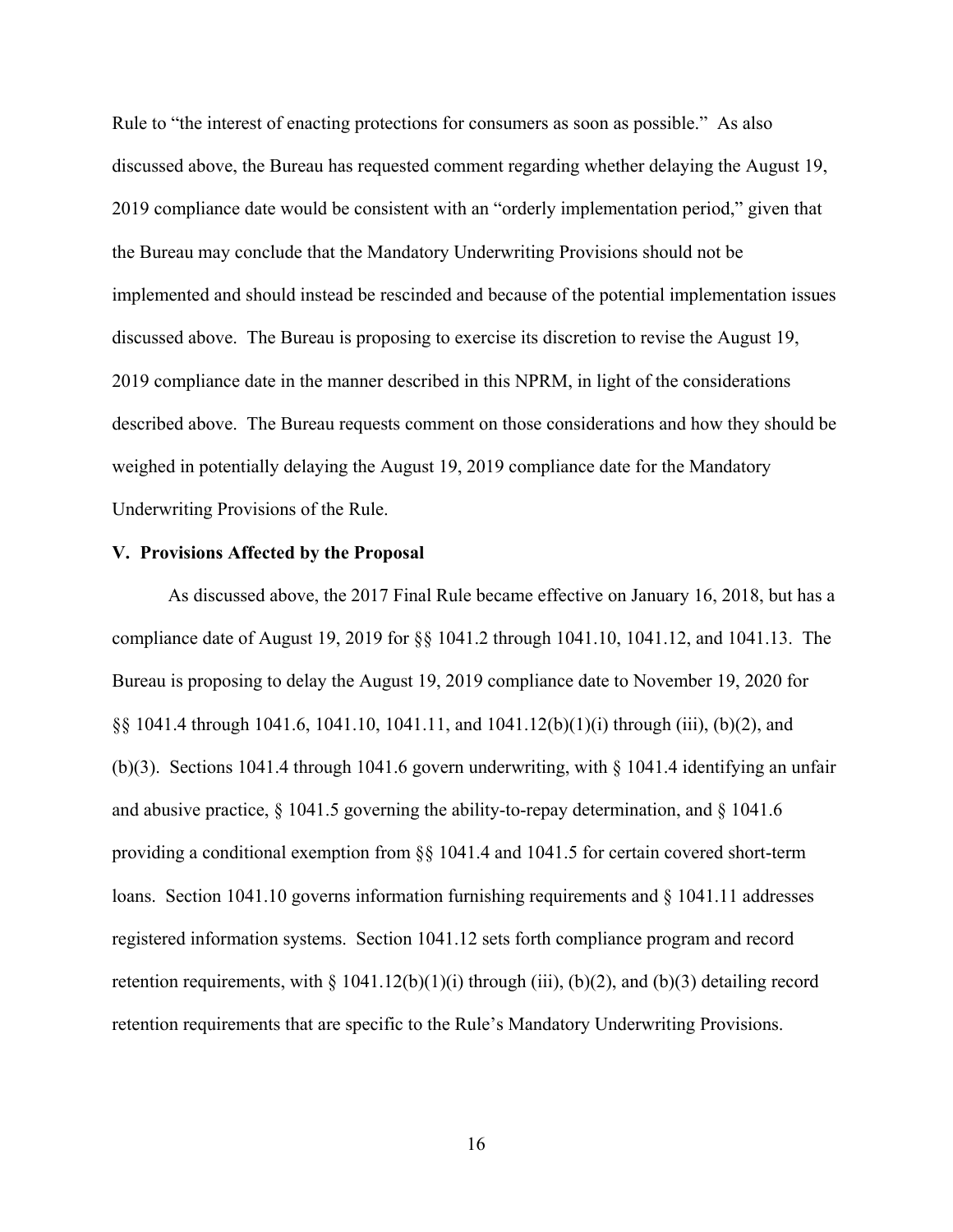Rule to “the interest of enacting protections for consumers as soon as possible.” As also discussed above, the Bureau has requested comment regarding whether delaying the August 19, 2019 compliance date would be consistent with an “orderly implementation period,” given that the Bureau may conclude that the Mandatory Underwriting Provisions should not be implemented and should instead be rescinded and because of the potential implementation issues discussed above. The Bureau is proposing to exercise its discretion to revise the August 19, 2019 compliance date in the manner described in this NPRM, in light of the considerations described above. The Bureau requests comment on those considerations and how they should be weighed in potentially delaying the August 19, 2019 compliance date for the Mandatory Underwriting Provisions of the Rule.

**V. Provisions Affected by the Proposal**

As discussed above, the 2017 Final Rule became effective on January 16, 2018, but has a compliance date of August 19, 2019 for §§ 1041.2 through 1041.10, 1041.12, and 1041.13. The Bureau is proposing to delay the August 19, 2019 compliance date to November 19, 2020 for §§ 1041.4 through 1041.6, 1041.10, 1041.11, and 1041.12(b)(1)(i) through (iii), (b)(2), and (b)(3). Sections 1041.4 through 1041.6 govern underwriting, with § 1041.4 identifying an unfair and abusive practice, § 1041.5 governing the ability-to-repay determination, and § 1041.6 providing a conditional exemption from §§ 1041.4 and 1041.5 for certain covered short-term loans. Section 1041.10 governs information furnishing requirements and § 1041.11 addresses registered information systems. Section 1041.12 sets forth compliance program and record retention requirements, with § 1041.12(b)(1)(i) through (iii), (b)(2), and (b)(3) detailing record retention requirements that are specific to the Rule’s Mandatory Underwriting Provisions.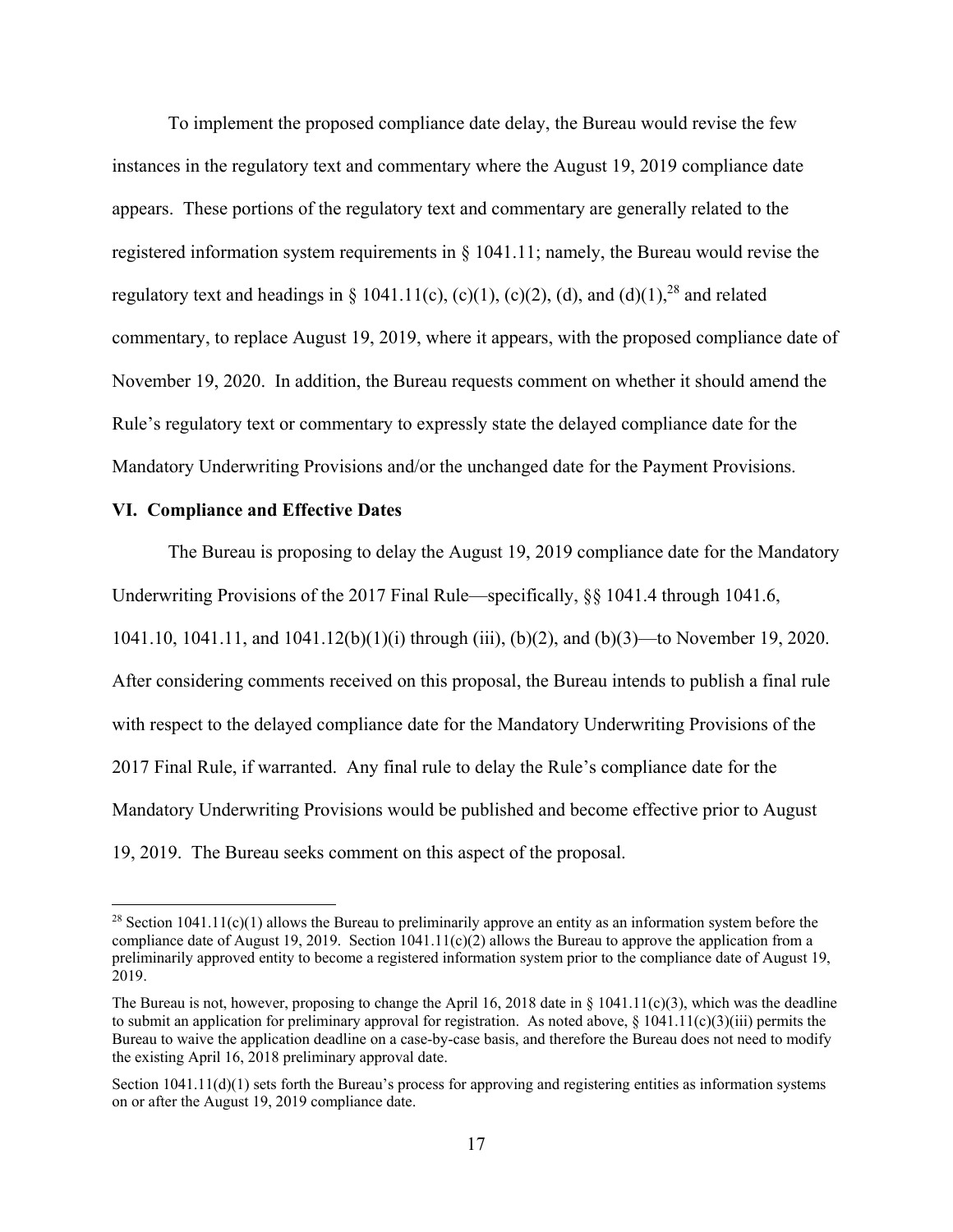To implement the proposed compliance date delay, the Bureau would revise the few instances in the regulatory text and commentary where the August 19, 2019 compliance date appears. These portions of the regulatory text and commentary are generally related to the registered information system requirements in § 1041.11; namely, the Bureau would revise the regulatory text and headings in § 1041.11(c), (c)(1), (c)(2), (d), and (d)(1),[28] and related commentary, to replace August 19, 2019, where it appears, with the proposed compliance date of November 19, 2020. In addition, the Bureau requests comment on whether it should amend the Rule's regulatory text or commentary to expressly state the delayed compliance date for the Mandatory Underwriting Provisions and/or the unchanged date for the Payment Provisions.

## VI. Compliance and Effective Dates

The Bureau is proposing to delay the August 19, 2019 compliance date for the Mandatory Underwriting Provisions of the 2017 Final Rule—specifically, §§ 1041.4 through 1041.6, 1041.10, 1041.11, and 1041.12(b)(1)(i) through (iii), (b)(2), and (b)(3)—to November 19, 2020. After considering comments received on this proposal, the Bureau intends to publish a final rule with respect to the delayed compliance date for the Mandatory Underwriting Provisions of the 2017 Final Rule, if warranted. Any final rule to delay the Rule's compliance date for the Mandatory Underwriting Provisions would be published and become effective prior to August 19, 2019. The Bureau seeks comment on this aspect of the proposal.

---

[28] Section 1041.11(c)(1) allows the Bureau to preliminarily approve an entity as an information system before the compliance date of August 19, 2019. Section 1041.11(c)(2) allows the Bureau to approve the application from a preliminarily approved entity to become a registered information system prior to the compliance date of August 19, 2019.

The Bureau is not, however, proposing to change the April 16, 2018 date in § 1041.11(c)(3), which was the deadline to submit an application for preliminary approval for registration. As noted above, § 1041.11(c)(3)(iii) permits the Bureau to waive the application deadline on a case-by-case basis, and therefore the Bureau does not need to modify the existing April 16, 2018 preliminary approval date.

Section 1041.11(d)(1) sets forth the Bureau's process for approving and registering entities as information systems on or after the August 19, 2019 compliance date.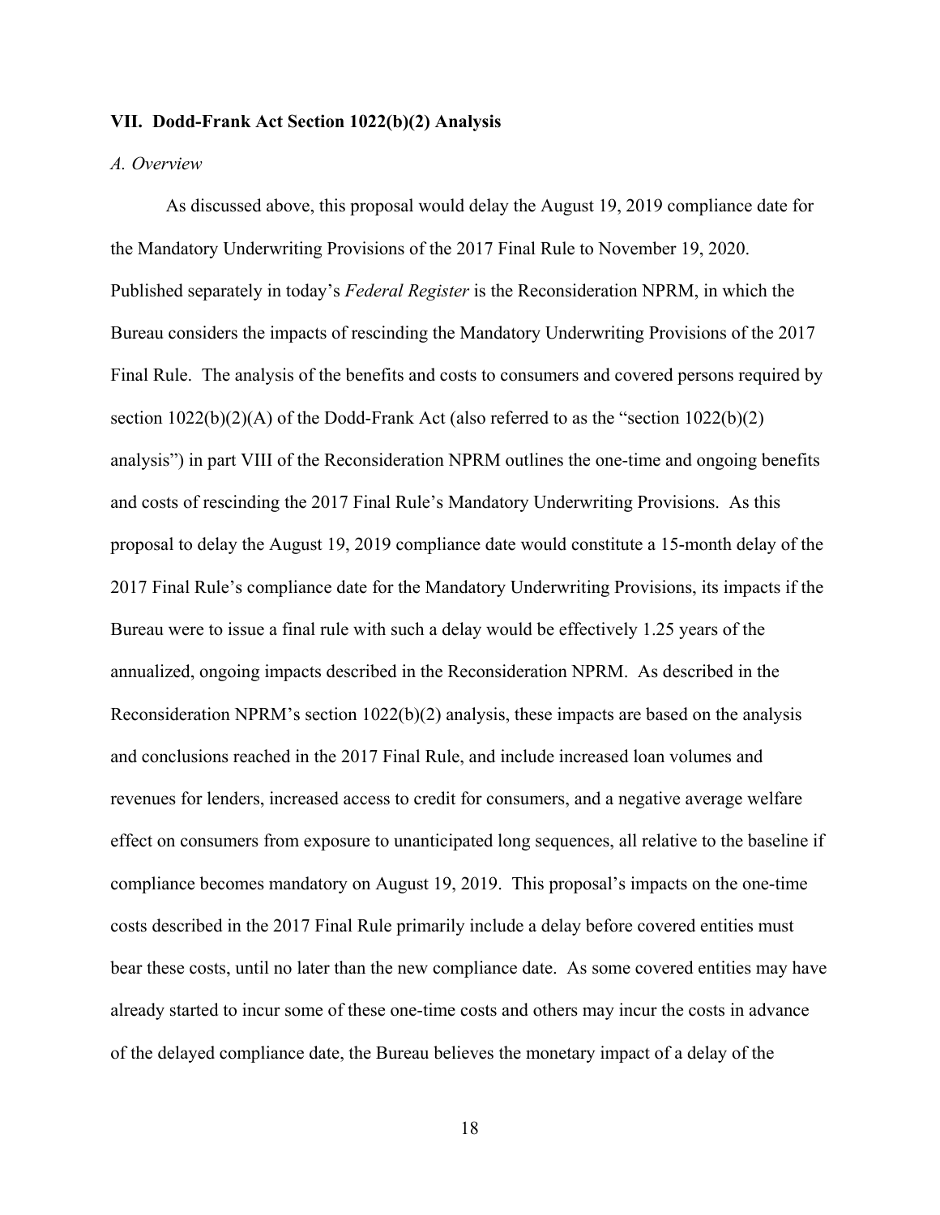### VII. Dodd-Frank Act Section 1022(b)(2) Analysis

*A. Overview*

As discussed above, this proposal would delay the August 19, 2019 compliance date for the Mandatory Underwriting Provisions of the 2017 Final Rule to November 19, 2020. Published separately in today's *Federal Register* is the Reconsideration NPRM, in which the Bureau considers the impacts of rescinding the Mandatory Underwriting Provisions of the 2017 Final Rule. The analysis of the benefits and costs to consumers and covered persons required by section 1022(b)(2)(A) of the Dodd-Frank Act (also referred to as the "section 1022(b)(2) analysis") in part VIII of the Reconsideration NPRM outlines the one-time and ongoing benefits and costs of rescinding the 2017 Final Rule's Mandatory Underwriting Provisions. As this proposal to delay the August 19, 2019 compliance date would constitute a 15-month delay of the 2017 Final Rule's compliance date for the Mandatory Underwriting Provisions, its impacts if the Bureau were to issue a final rule with such a delay would be effectively 1.25 years of the annualized, ongoing impacts described in the Reconsideration NPRM. As described in the Reconsideration NPRM's section 1022(b)(2) analysis, these impacts are based on the analysis and conclusions reached in the 2017 Final Rule, and include increased loan volumes and revenues for lenders, increased access to credit for consumers, and a negative average welfare effect on consumers from exposure to unanticipated long sequences, all relative to the baseline if compliance becomes mandatory on August 19, 2019. This proposal's impacts on the one-time costs described in the 2017 Final Rule primarily include a delay before covered entities must bear these costs, until no later than the new compliance date. As some covered entities may have already started to incur some of these one-time costs and others may incur the costs in advance of the delayed compliance date, the Bureau believes the monetary impact of a delay of the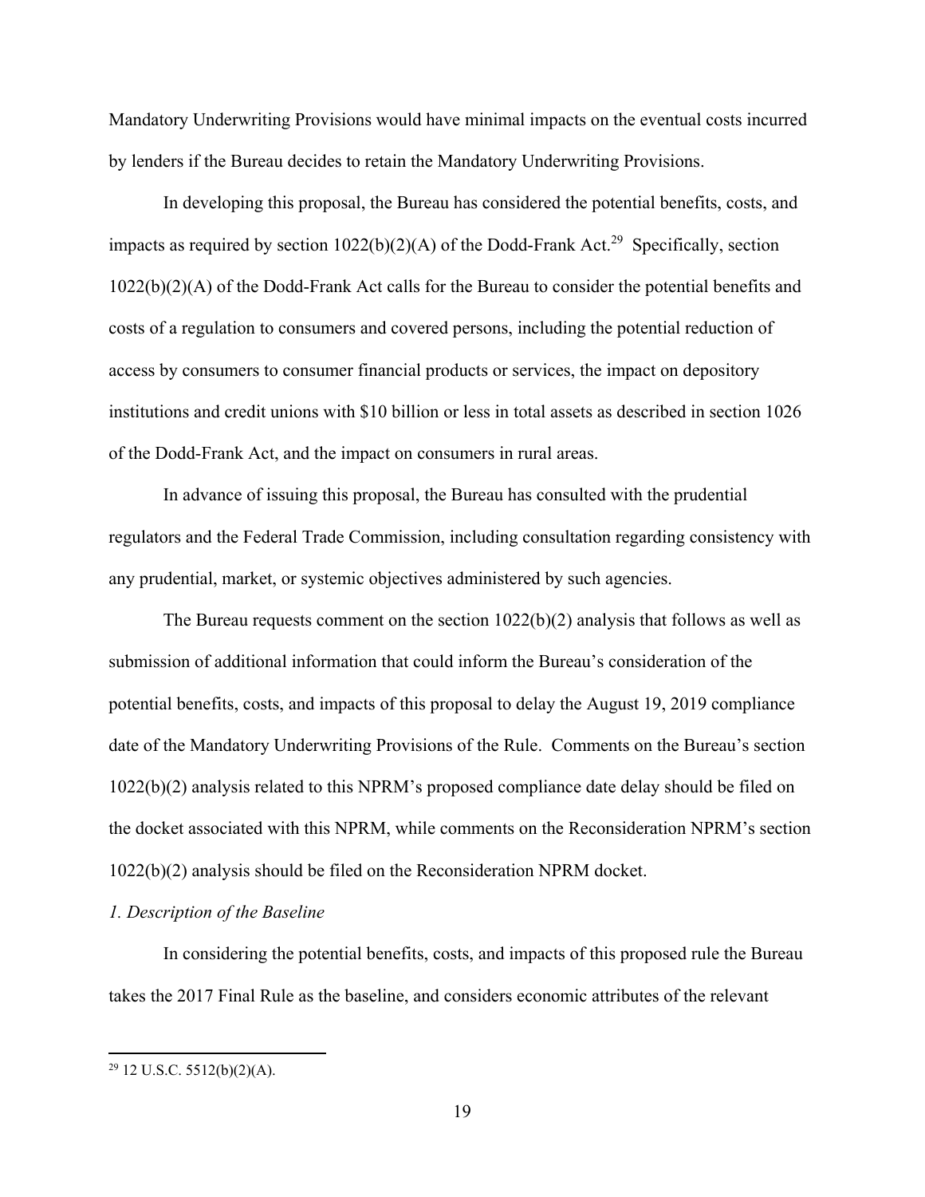Mandatory Underwriting Provisions would have minimal impacts on the eventual costs incurred by lenders if the Bureau decides to retain the Mandatory Underwriting Provisions.

In developing this proposal, the Bureau has considered the potential benefits, costs, and impacts as required by section 1022(b)(2)(A) of the Dodd-Frank Act.[29] Specifically, section 1022(b)(2)(A) of the Dodd-Frank Act calls for the Bureau to consider the potential benefits and costs of a regulation to consumers and covered persons, including the potential reduction of access by consumers to consumer financial products or services, the impact on depository institutions and credit unions with $10 billion or less in total assets as described in section 1026 of the Dodd-Frank Act, and the impact on consumers in rural areas.

In advance of issuing this proposal, the Bureau has consulted with the prudential regulators and the Federal Trade Commission, including consultation regarding consistency with any prudential, market, or systemic objectives administered by such agencies.

The Bureau requests comment on the section 1022(b)(2) analysis that follows as well as submission of additional information that could inform the Bureau's consideration of the potential benefits, costs, and impacts of this proposal to delay the August 19, 2019 compliance date of the Mandatory Underwriting Provisions of the Rule. Comments on the Bureau's section 1022(b)(2) analysis related to this NPRM's proposed compliance date delay should be filed on the docket associated with this NPRM, while comments on the Reconsideration NPRM's section 1022(b)(2) analysis should be filed on the Reconsideration NPRM docket.

*1. Description of the Baseline*

In considering the potential benefits, costs, and impacts of this proposed rule the Bureau takes the 2017 Final Rule as the baseline, and considers economic attributes of the relevant

[29] 12 U.S.C. 5512(b)(2)(A).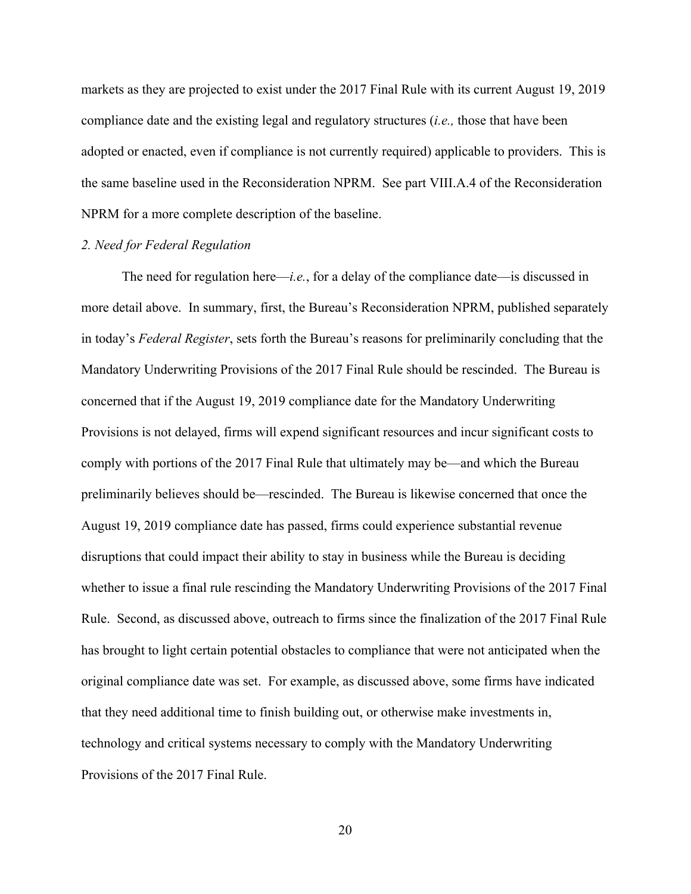markets as they are projected to exist under the 2017 Final Rule with its current August 19, 2019 compliance date and the existing legal and regulatory structures (*i.e.,* those that have been adopted or enacted, even if compliance is not currently required) applicable to providers. This is the same baseline used in the Reconsideration NPRM. See part VIII.A.4 of the Reconsideration NPRM for a more complete description of the baseline.

*2. Need for Federal Regulation*

The need for regulation here—*i.e.*, for a delay of the compliance date—is discussed in more detail above. In summary, first, the Bureau's Reconsideration NPRM, published separately in today's *Federal Register*, sets forth the Bureau's reasons for preliminarily concluding that the Mandatory Underwriting Provisions of the 2017 Final Rule should be rescinded. The Bureau is concerned that if the August 19, 2019 compliance date for the Mandatory Underwriting Provisions is not delayed, firms will expend significant resources and incur significant costs to comply with portions of the 2017 Final Rule that ultimately may be—and which the Bureau preliminarily believes should be—rescinded. The Bureau is likewise concerned that once the August 19, 2019 compliance date has passed, firms could experience substantial revenue disruptions that could impact their ability to stay in business while the Bureau is deciding whether to issue a final rule rescinding the Mandatory Underwriting Provisions of the 2017 Final Rule. Second, as discussed above, outreach to firms since the finalization of the 2017 Final Rule has brought to light certain potential obstacles to compliance that were not anticipated when the original compliance date was set. For example, as discussed above, some firms have indicated that they need additional time to finish building out, or otherwise make investments in, technology and critical systems necessary to comply with the Mandatory Underwriting Provisions of the 2017 Final Rule.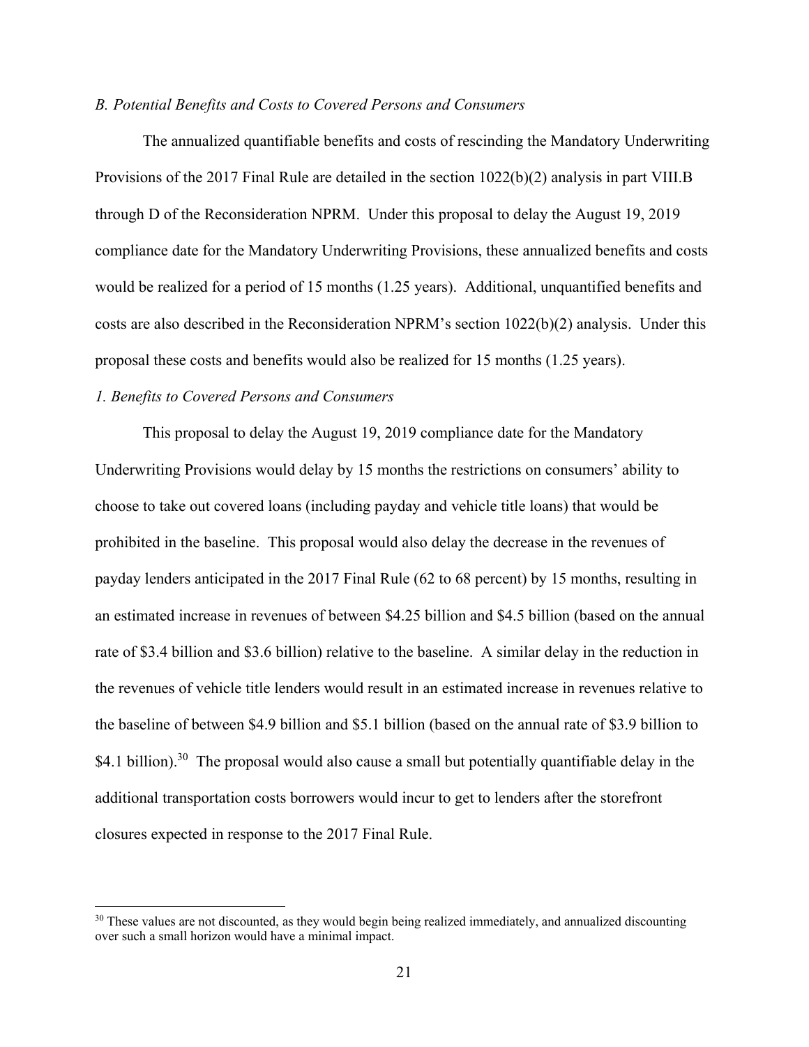*B. Potential Benefits and Costs to Covered Persons and Consumers*

The annualized quantifiable benefits and costs of rescinding the Mandatory Underwriting Provisions of the 2017 Final Rule are detailed in the section 1022(b)(2) analysis in part VIII.B through D of the Reconsideration NPRM. Under this proposal to delay the August 19, 2019 compliance date for the Mandatory Underwriting Provisions, these annualized benefits and costs would be realized for a period of 15 months (1.25 years). Additional, unquantified benefits and costs are also described in the Reconsideration NPRM's section 1022(b)(2) analysis. Under this proposal these costs and benefits would also be realized for 15 months (1.25 years).

*1. Benefits to Covered Persons and Consumers*

This proposal to delay the August 19, 2019 compliance date for the Mandatory Underwriting Provisions would delay by 15 months the restrictions on consumers' ability to choose to take out covered loans (including payday and vehicle title loans) that would be prohibited in the baseline. This proposal would also delay the decrease in the revenues of payday lenders anticipated in the 2017 Final Rule (62 to 68 percent) by 15 months, resulting in an estimated increase in revenues of between $4.25 billion and $4.5 billion (based on the annual rate of $3.4 billion and $3.6 billion) relative to the baseline. A similar delay in the reduction in the revenues of vehicle title lenders would result in an estimated increase in revenues relative to the baseline of between $4.9 billion and $5.1 billion (based on the annual rate of $3.9 billion to $4.1 billion).[30] The proposal would also cause a small but potentially quantifiable delay in the additional transportation costs borrowers would incur to get to lenders after the storefront closures expected in response to the 2017 Final Rule.

[30] These values are not discounted, as they would begin being realized immediately, and annualized discounting over such a small horizon would have a minimal impact.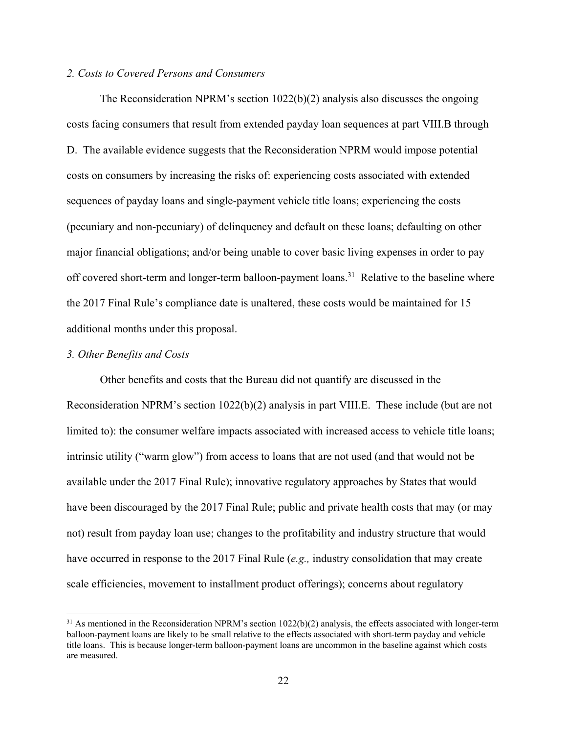*2. Costs to Covered Persons and Consumers*

The Reconsideration NPRM's section 1022(b)(2) analysis also discusses the ongoing costs facing consumers that result from extended payday loan sequences at part VIII.B through D. The available evidence suggests that the Reconsideration NPRM would impose potential costs on consumers by increasing the risks of: experiencing costs associated with extended sequences of payday loans and single-payment vehicle title loans; experiencing the costs (pecuniary and non-pecuniary) of delinquency and default on these loans; defaulting on other major financial obligations; and/or being unable to cover basic living expenses in order to pay off covered short-term and longer-term balloon-payment loans.[31] Relative to the baseline where the 2017 Final Rule's compliance date is unaltered, these costs would be maintained for 15 additional months under this proposal.

*3. Other Benefits and Costs*

Other benefits and costs that the Bureau did not quantify are discussed in the Reconsideration NPRM's section 1022(b)(2) analysis in part VIII.E. These include (but are not limited to): the consumer welfare impacts associated with increased access to vehicle title loans; intrinsic utility ("warm glow") from access to loans that are not used (and that would not be available under the 2017 Final Rule); innovative regulatory approaches by States that would have been discouraged by the 2017 Final Rule; public and private health costs that may (or may not) result from payday loan use; changes to the profitability and industry structure that would have occurred in response to the 2017 Final Rule (*e.g.,* industry consolidation that may create scale efficiencies, movement to installment product offerings); concerns about regulatory

---

[31] As mentioned in the Reconsideration NPRM's section 1022(b)(2) analysis, the effects associated with longer-term balloon-payment loans are likely to be small relative to the effects associated with short-term payday and vehicle title loans. This is because longer-term balloon-payment loans are uncommon in the baseline against which costs are measured.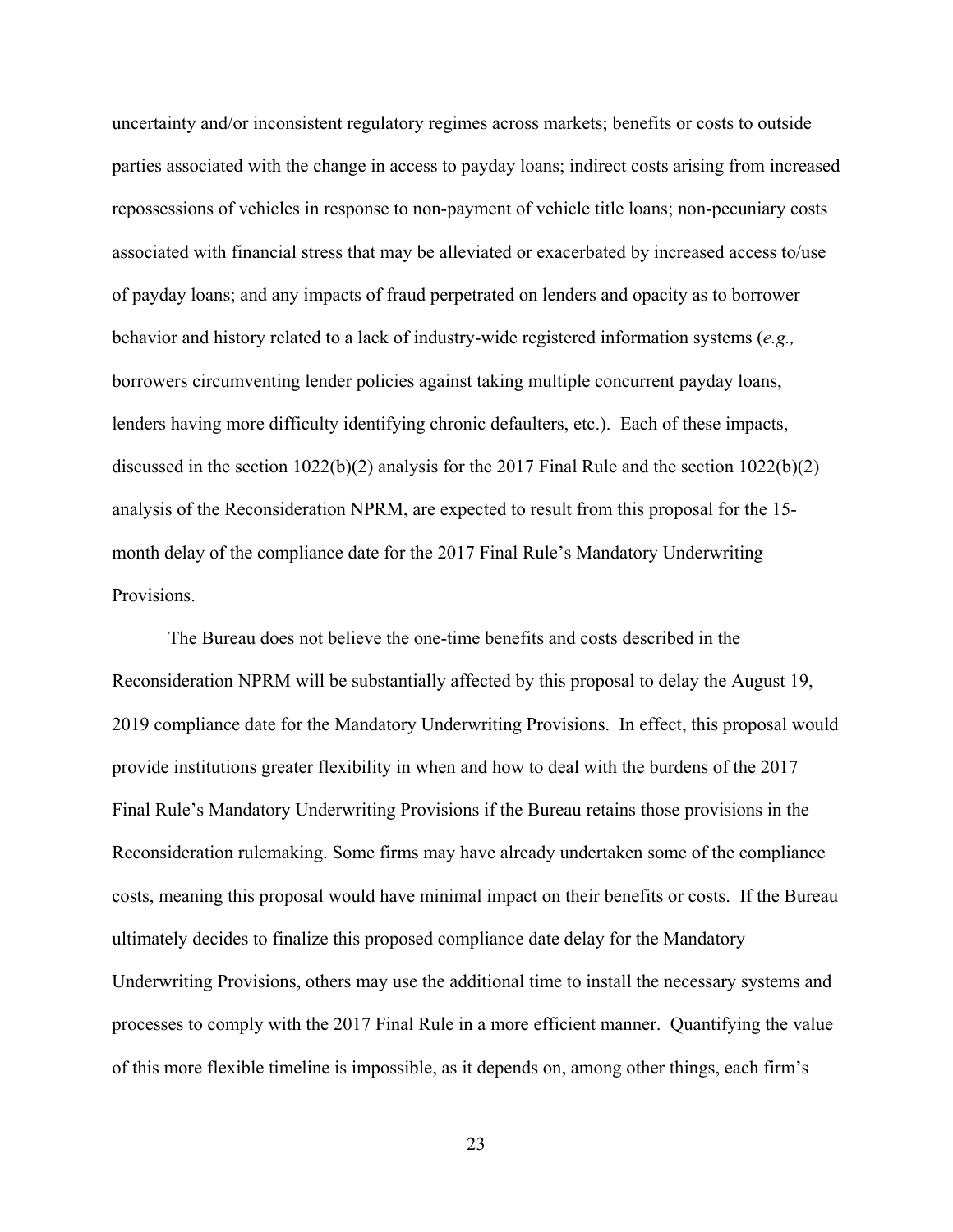uncertainty and/or inconsistent regulatory regimes across markets; benefits or costs to outside parties associated with the change in access to payday loans; indirect costs arising from increased repossessions of vehicles in response to non-payment of vehicle title loans; non-pecuniary costs associated with financial stress that may be alleviated or exacerbated by increased access to/use of payday loans; and any impacts of fraud perpetrated on lenders and opacity as to borrower behavior and history related to a lack of industry-wide registered information systems (*e.g.,* borrowers circumventing lender policies against taking multiple concurrent payday loans, lenders having more difficulty identifying chronic defaulters, etc.). Each of these impacts, discussed in the section 1022(b)(2) analysis for the 2017 Final Rule and the section 1022(b)(2) analysis of the Reconsideration NPRM, are expected to result from this proposal for the 15-month delay of the compliance date for the 2017 Final Rule's Mandatory Underwriting Provisions.

The Bureau does not believe the one-time benefits and costs described in the Reconsideration NPRM will be substantially affected by this proposal to delay the August 19, 2019 compliance date for the Mandatory Underwriting Provisions. In effect, this proposal would provide institutions greater flexibility in when and how to deal with the burdens of the 2017 Final Rule's Mandatory Underwriting Provisions if the Bureau retains those provisions in the Reconsideration rulemaking. Some firms may have already undertaken some of the compliance costs, meaning this proposal would have minimal impact on their benefits or costs. If the Bureau ultimately decides to finalize this proposed compliance date delay for the Mandatory Underwriting Provisions, others may use the additional time to install the necessary systems and processes to comply with the 2017 Final Rule in a more efficient manner. Quantifying the value of this more flexible timeline is impossible, as it depends on, among other things, each firm's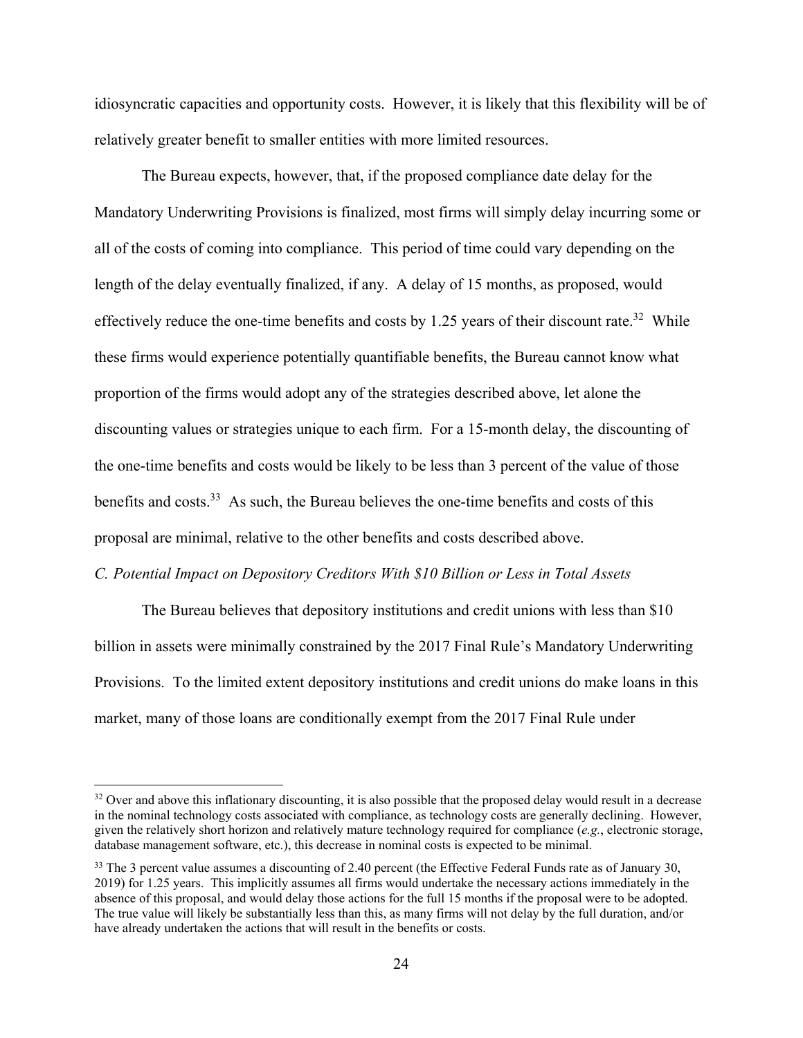idiosyncratic capacities and opportunity costs. However, it is likely that this flexibility will be of relatively greater benefit to smaller entities with more limited resources.

The Bureau expects, however, that, if the proposed compliance date delay for the Mandatory Underwriting Provisions is finalized, most firms will simply delay incurring some or all of the costs of coming into compliance. This period of time could vary depending on the length of the delay eventually finalized, if any. A delay of 15 months, as proposed, would effectively reduce the one-time benefits and costs by 1.25 years of their discount rate.[32] While these firms would experience potentially quantifiable benefits, the Bureau cannot know what proportion of the firms would adopt any of the strategies described above, let alone the discounting values or strategies unique to each firm. For a 15-month delay, the discounting of the one-time benefits and costs would be likely to be less than 3 percent of the value of those benefits and costs.[33] As such, the Bureau believes the one-time benefits and costs of this proposal are minimal, relative to the other benefits and costs described above.

*C. Potential Impact on Depository Creditors With $10 Billion or Less in Total Assets*

The Bureau believes that depository institutions and credit unions with less than $10 billion in assets were minimally constrained by the 2017 Final Rule's Mandatory Underwriting Provisions. To the limited extent depository institutions and credit unions do make loans in this market, many of those loans are conditionally exempt from the 2017 Final Rule under

---

[32] Over and above this inflationary discounting, it is also possible that the proposed delay would result in a decrease in the nominal technology costs associated with compliance, as technology costs are generally declining. However, given the relatively short horizon and relatively mature technology required for compliance (*e.g.*, electronic storage, database management software, etc.), this decrease in nominal costs is expected to be minimal.

[33] The 3 percent value assumes a discounting of 2.40 percent (the Effective Federal Funds rate as of January 30, 2019) for 1.25 years. This implicitly assumes all firms would undertake the necessary actions immediately in the absence of this proposal, and would delay those actions for the full 15 months if the proposal were to be adopted. The true value will likely be substantially less than this, as many firms will not delay by the full duration, and/or have already undertaken the actions that will result in the benefits or costs.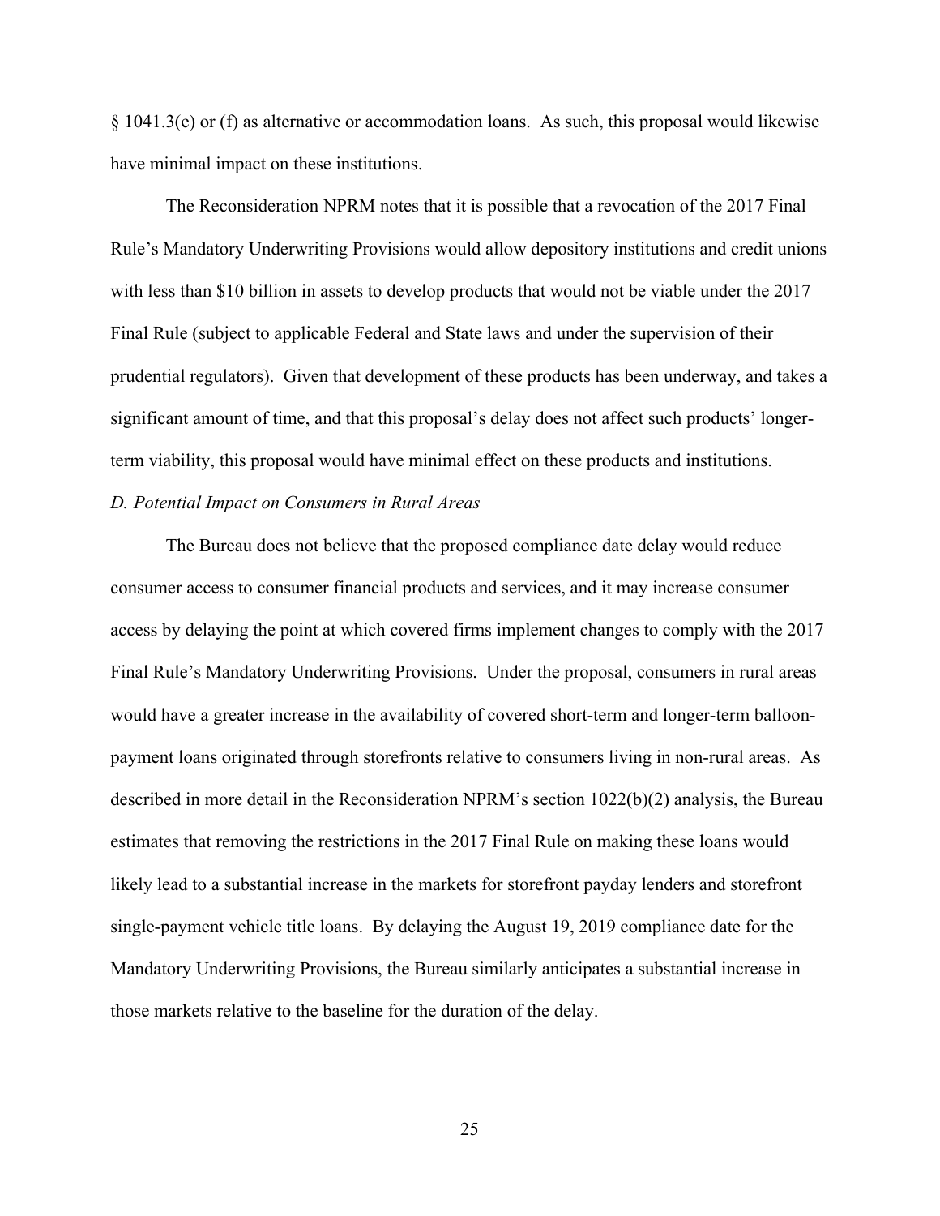§ 1041.3(e) or (f) as alternative or accommodation loans. As such, this proposal would likewise have minimal impact on these institutions.

The Reconsideration NPRM notes that it is possible that a revocation of the 2017 Final Rule's Mandatory Underwriting Provisions would allow depository institutions and credit unions with less than $10 billion in assets to develop products that would not be viable under the 2017 Final Rule (subject to applicable Federal and State laws and under the supervision of their prudential regulators). Given that development of these products has been underway, and takes a significant amount of time, and that this proposal's delay does not affect such products' longer-term viability, this proposal would have minimal effect on these products and institutions.

*D. Potential Impact on Consumers in Rural Areas*

The Bureau does not believe that the proposed compliance date delay would reduce consumer access to consumer financial products and services, and it may increase consumer access by delaying the point at which covered firms implement changes to comply with the 2017 Final Rule's Mandatory Underwriting Provisions. Under the proposal, consumers in rural areas would have a greater increase in the availability of covered short-term and longer-term balloon-payment loans originated through storefronts relative to consumers living in non-rural areas. As described in more detail in the Reconsideration NPRM's section 1022(b)(2) analysis, the Bureau estimates that removing the restrictions in the 2017 Final Rule on making these loans would likely lead to a substantial increase in the markets for storefront payday lenders and storefront single-payment vehicle title loans. By delaying the August 19, 2019 compliance date for the Mandatory Underwriting Provisions, the Bureau similarly anticipates a substantial increase in those markets relative to the baseline for the duration of the delay.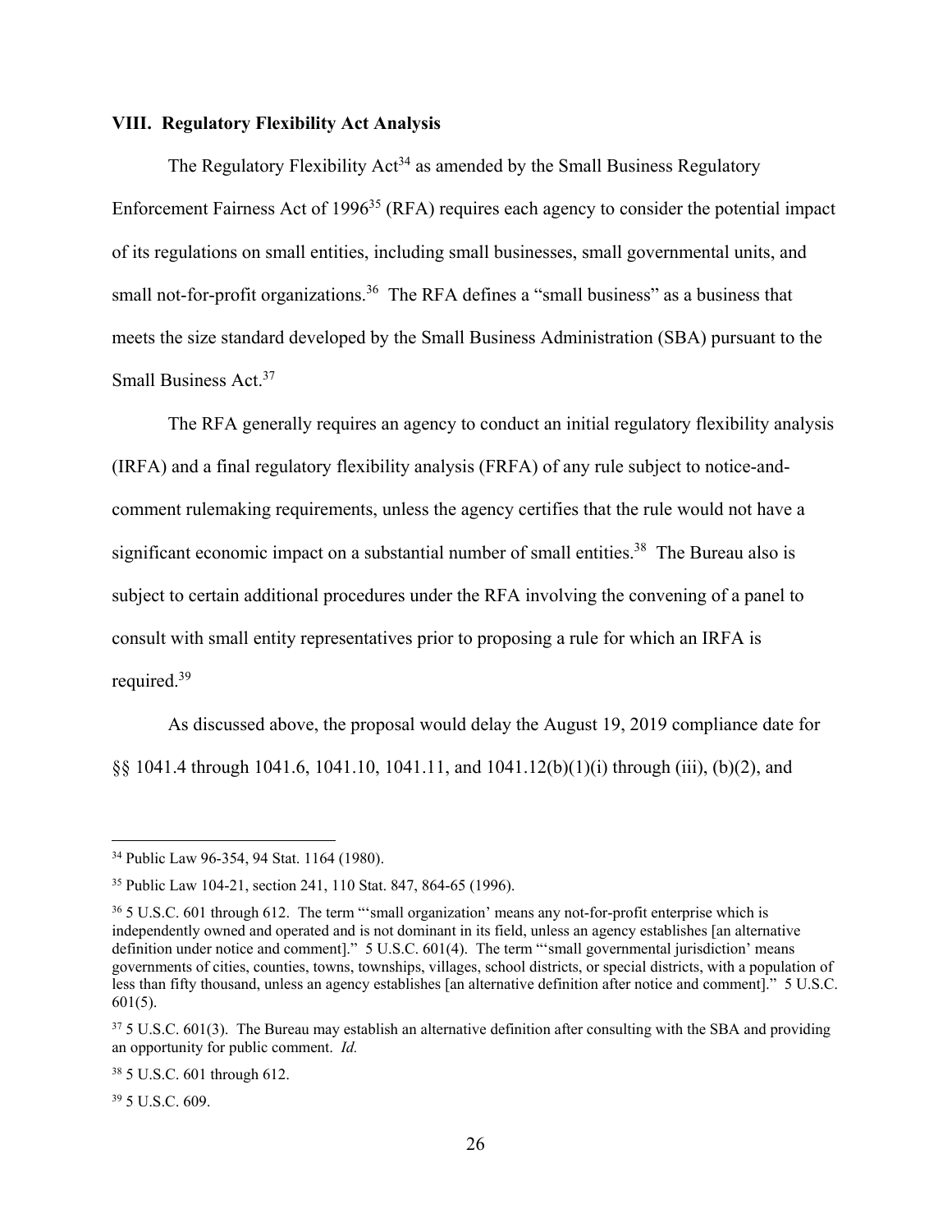### VIII. Regulatory Flexibility Act Analysis

The Regulatory Flexibility Act[34] as amended by the Small Business Regulatory Enforcement Fairness Act of 1996[35] (RFA) requires each agency to consider the potential impact of its regulations on small entities, including small businesses, small governmental units, and small not-for-profit organizations.[36] The RFA defines a "small business" as a business that meets the size standard developed by the Small Business Administration (SBA) pursuant to the Small Business Act.[37]

The RFA generally requires an agency to conduct an initial regulatory flexibility analysis (IRFA) and a final regulatory flexibility analysis (FRFA) of any rule subject to notice-and-comment rulemaking requirements, unless the agency certifies that the rule would not have a significant economic impact on a substantial number of small entities.[38] The Bureau also is subject to certain additional procedures under the RFA involving the convening of a panel to consult with small entity representatives prior to proposing a rule for which an IRFA is required.[39]

As discussed above, the proposal would delay the August 19, 2019 compliance date for §§ 1041.4 through 1041.6, 1041.10, 1041.11, and 1041.12(b)(1)(i) through (iii), (b)(2), and

---

[34] Public Law 96-354, 94 Stat. 1164 (1980).

[35] Public Law 104-21, section 241, 110 Stat. 847, 864-65 (1996).

[36] 5 U.S.C. 601 through 612. The term "'small organization' means any not-for-profit enterprise which is independently owned and operated and is not dominant in its field, unless an agency establishes [an alternative definition under notice and comment]." 5 U.S.C. 601(4). The term "'small governmental jurisdiction' means governments of cities, counties, towns, townships, villages, school districts, or special districts, with a population of less than fifty thousand, unless an agency establishes [an alternative definition after notice and comment]." 5 U.S.C. 601(5).

[37] 5 U.S.C. 601(3). The Bureau may establish an alternative definition after consulting with the SBA and providing an opportunity for public comment. *Id.*

[38] 5 U.S.C. 601 through 612.

[39] 5 U.S.C. 609.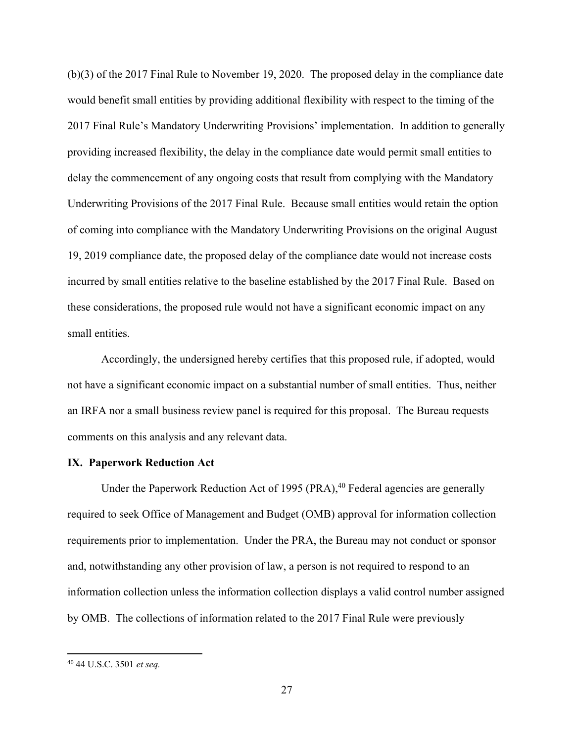(b)(3) of the 2017 Final Rule to November 19, 2020. The proposed delay in the compliance date would benefit small entities by providing additional flexibility with respect to the timing of the 2017 Final Rule's Mandatory Underwriting Provisions' implementation. In addition to generally providing increased flexibility, the delay in the compliance date would permit small entities to delay the commencement of any ongoing costs that result from complying with the Mandatory Underwriting Provisions of the 2017 Final Rule. Because small entities would retain the option of coming into compliance with the Mandatory Underwriting Provisions on the original August 19, 2019 compliance date, the proposed delay of the compliance date would not increase costs incurred by small entities relative to the baseline established by the 2017 Final Rule. Based on these considerations, the proposed rule would not have a significant economic impact on any small entities.

Accordingly, the undersigned hereby certifies that this proposed rule, if adopted, would not have a significant economic impact on a substantial number of small entities. Thus, neither an IRFA nor a small business review panel is required for this proposal. The Bureau requests comments on this analysis and any relevant data.

**IX. Paperwork Reduction Act**

Under the Paperwork Reduction Act of 1995 (PRA),[40] Federal agencies are generally required to seek Office of Management and Budget (OMB) approval for information collection requirements prior to implementation. Under the PRA, the Bureau may not conduct or sponsor and, notwithstanding any other provision of law, a person is not required to respond to an information collection unless the information collection displays a valid control number assigned by OMB. The collections of information related to the 2017 Final Rule were previously

[40] 44 U.S.C. 3501 *et seq.*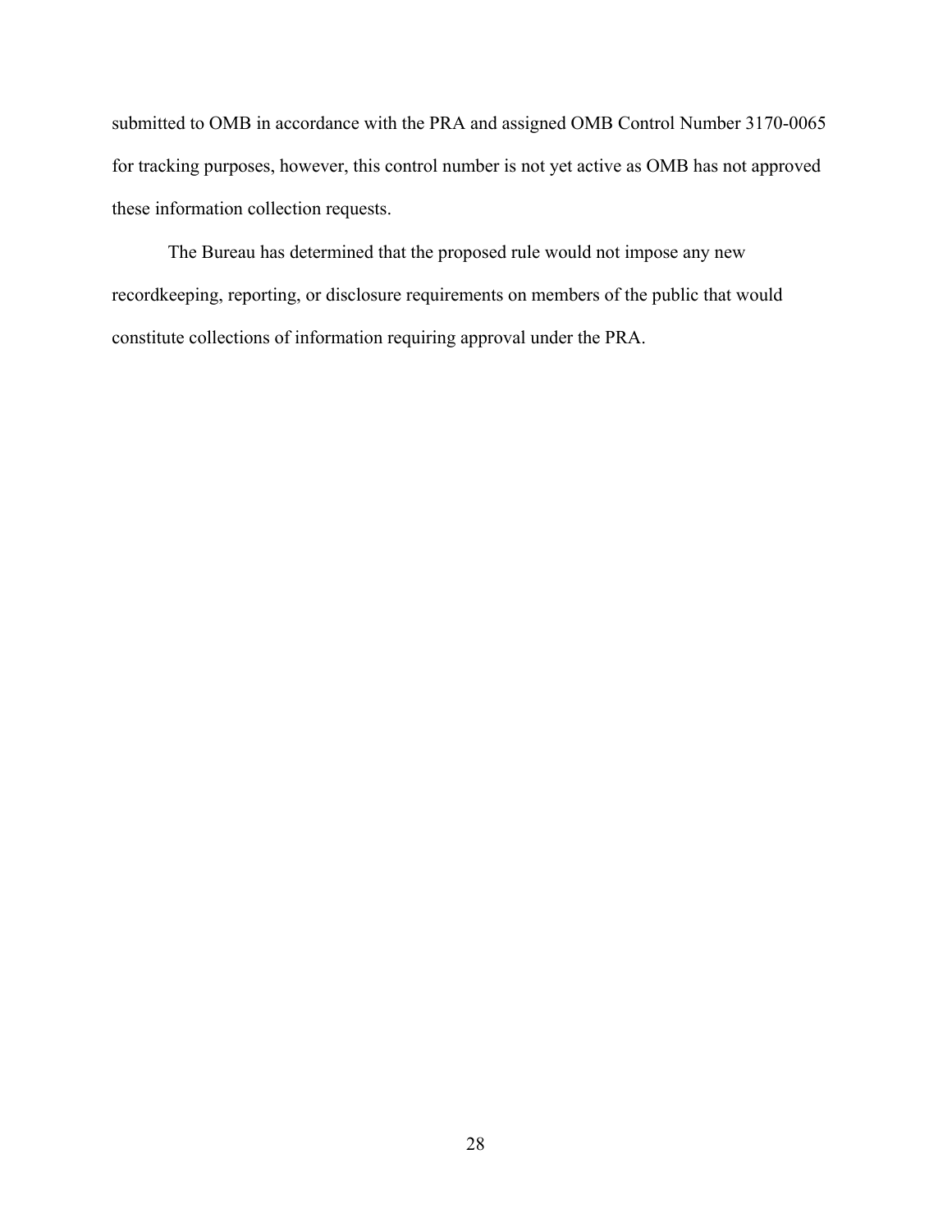submitted to OMB in accordance with the PRA and assigned OMB Control Number 3170-0065 for tracking purposes, however, this control number is not yet active as OMB has not approved these information collection requests.

The Bureau has determined that the proposed rule would not impose any new recordkeeping, reporting, or disclosure requirements on members of the public that would constitute collections of information requiring approval under the PRA.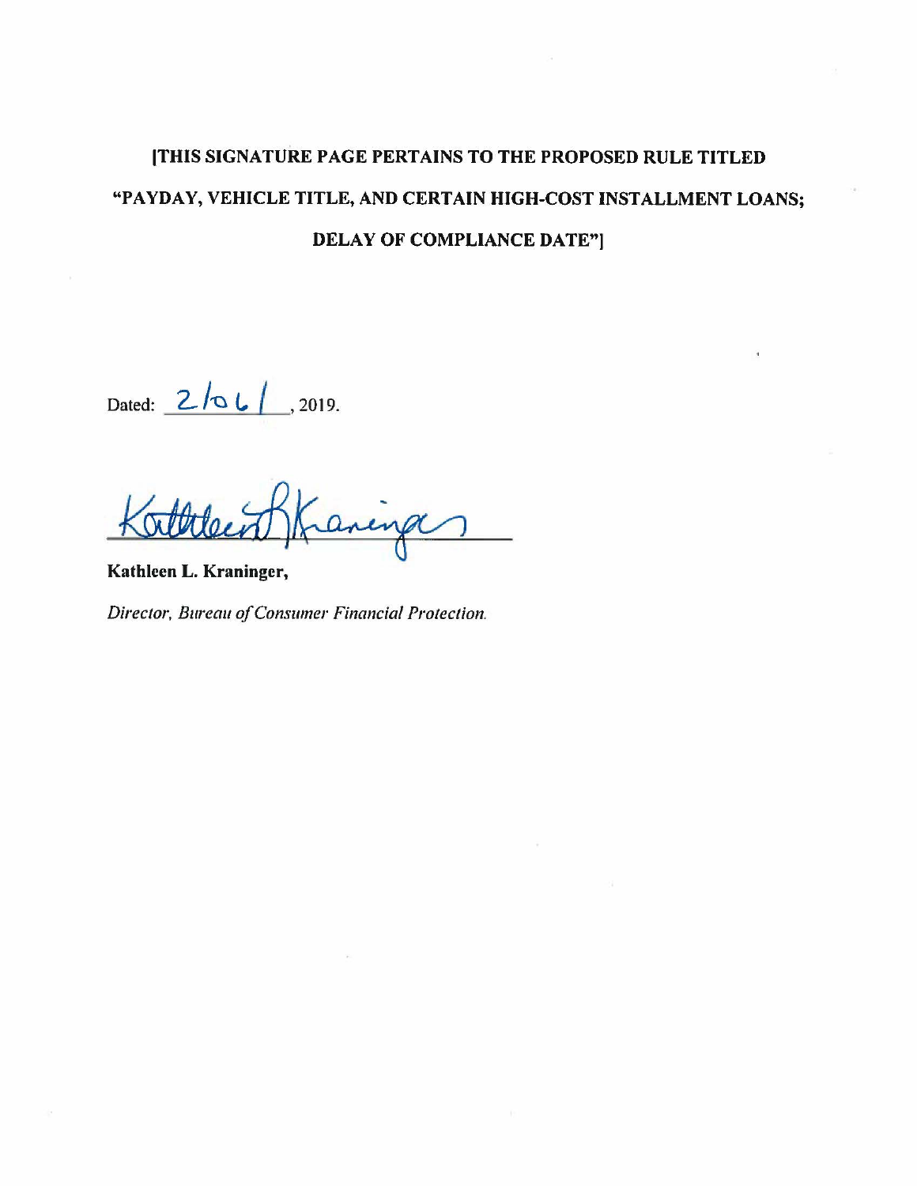**[THIS SIGNATURE PAGE PERTAINS TO THE PROPOSED RULE TITLED "PAYDAY, VEHICLE TITLE, AND CERTAIN HIGH-COST INSTALLMENT LOANS; DELAY OF COMPLIANCE DATE"]**

Dated: 2/06/, 2019.

Kathleen Kraninger

**Kathleen L. Kraninger,**

*Director, Bureau of Consumer Financial Protection.*